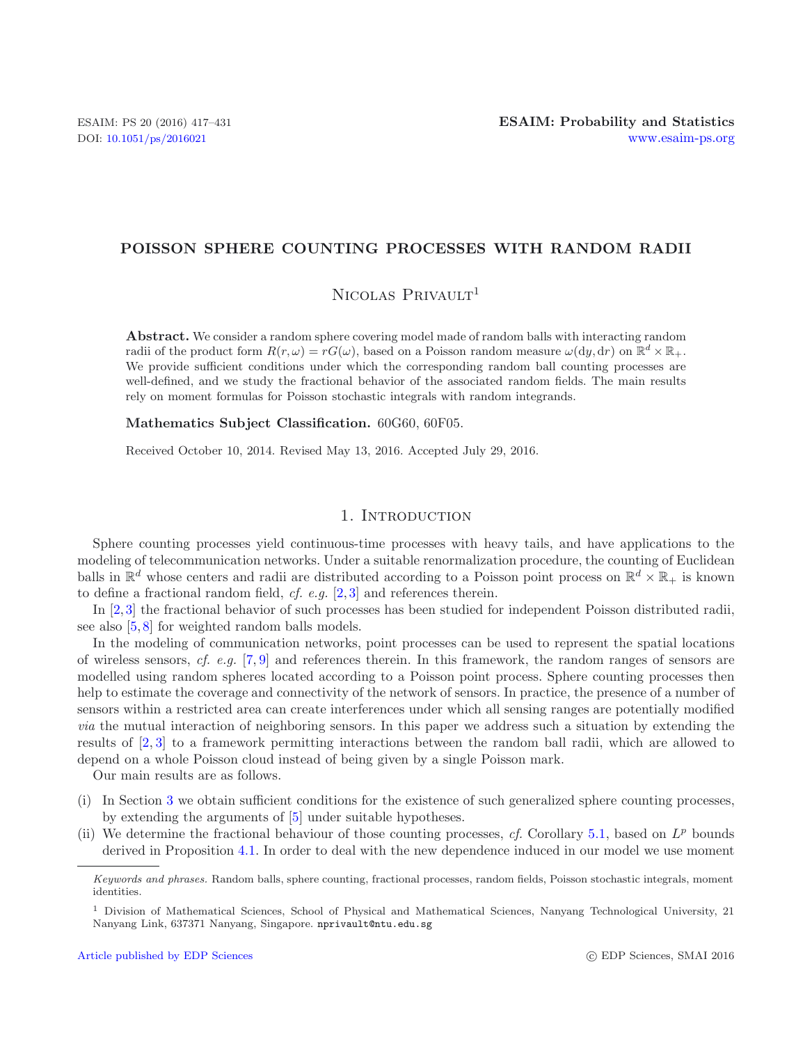# POISSON SPHERE COUNTING PROCESSES WITH RANDOM RADII

Nicolas Privault[1]

**Abstract.** We consider a random sphere covering model made of random balls with interacting random radii of the product form $R(r, \omega) = rG(\omega)$, based on a Poisson random measure $\omega(\mathrm{d}y, \mathrm{d}r)$ on $\mathbb{R}^d \times \mathbb{R}_+$. We provide sufficient conditions under which the corresponding random ball counting processes are well-defined, and we study the fractional behavior of the associated random fields. The main results rely on moment formulas for Poisson stochastic integrals with random integrands.

**Mathematics Subject Classification.** 60G60, 60F05.

Received October 10, 2014. Revised May 13, 2016. Accepted July 29, 2016.

## 1. Introduction

Sphere counting processes yield continuous-time processes with heavy tails, and have applications to the modeling of telecommunication networks. Under a suitable renormalization procedure, the counting of Euclidean balls in $\mathbb{R}^d$ whose centers and radii are distributed according to a Poisson point process on $\mathbb{R}^d \times \mathbb{R}_+$ is known to define a fractional random field, *cf. e.g.* [2, 3] and references therein.

In [2, 3] the fractional behavior of such processes has been studied for independent Poisson distributed radii, see also [5, 8] for weighted random balls models.

In the modeling of communication networks, point processes can be used to represent the spatial locations of wireless sensors, *cf. e.g.* [7, 9] and references therein. In this framework, the random ranges of sensors are modelled using random spheres located according to a Poisson point process. Sphere counting processes then help to estimate the coverage and connectivity of the network of sensors. In practice, the presence of a number of sensors within a restricted area can create interferences under which all sensing ranges are potentially modified *via* the mutual interaction of neighboring sensors. In this paper we address such a situation by extending the results of [2, 3] to a framework permitting interactions between the random ball radii, which are allowed to depend on a whole Poisson cloud instead of being given by a single Poisson mark.

Our main results are as follows.

(i) In Section 3 we obtain sufficient conditions for the existence of such generalized sphere counting processes, by extending the arguments of [5] under suitable hypotheses.

(ii) We determine the fractional behaviour of those counting processes, *cf.* Corollary 5.1, based on $L^p$ bounds derived in Proposition 4.1. In order to deal with the new dependence induced in our model we use moment

---

*Keywords and phrases.* Random balls, sphere counting, fractional processes, random fields, Poisson stochastic integrals, moment identities.

[1] Division of Mathematical Sciences, School of Physical and Mathematical Sciences, Nanyang Technological University, 21 Nanyang Link, 637371 Nanyang, Singapore. nprivault@ntu.edu.sg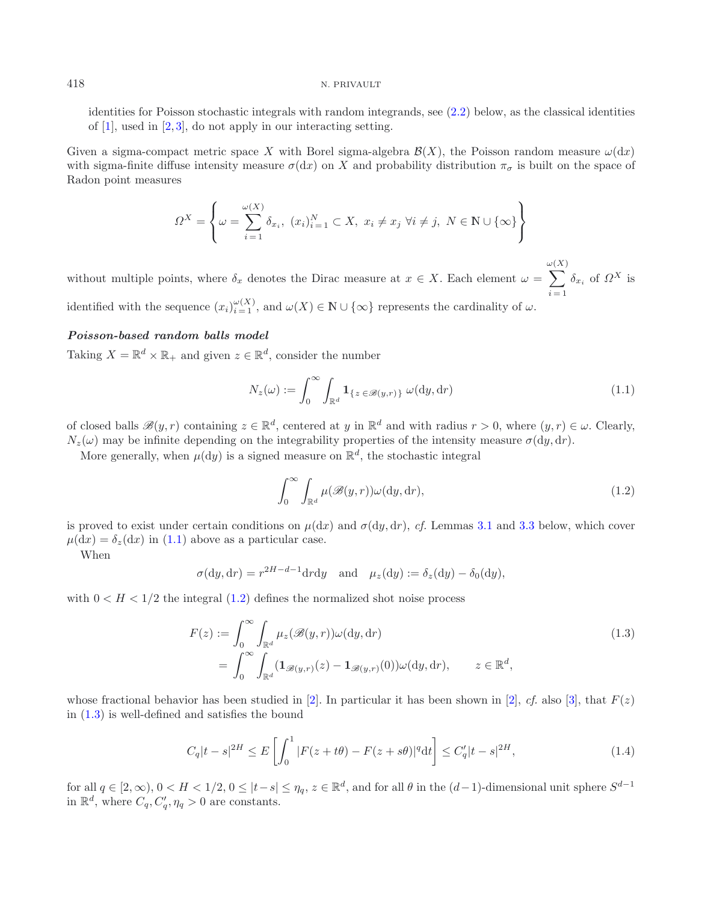identities for Poisson stochastic integrals with random integrands, see (2.2) below, as the classical identities of [1], used in [2,3], do not apply in our interacting setting.

Given a sigma-compact metric space $X$ with Borel sigma-algebra $\mathcal{B}(X)$, the Poisson random measure $\omega(\mathrm{d}x)$ with sigma-finite diffuse intensity measure $\sigma(\mathrm{d}x)$ on $X$ and probability distribution $\pi_\sigma$ is built on the space of Radon point measures

$$\Omega^X = \left\{ \omega = \sum_{i=1}^{\omega(X)} \delta_{x_i},\ (x_i)_{i=1}^N \subset X,\ x_i \neq x_j\ \forall i \neq j,\ N \in \mathbb{N} \cup \{\infty\} \right\}$$

without multiple points, where $\delta_x$ denotes the Dirac measure at $x \in X$. Each element $\omega = \sum_{i=1}^{\omega(X)} \delta_{x_i}$ of $\Omega^X$ is identified with the sequence $(x_i)_{i=1}^{\omega(X)}$, and $\omega(X) \in \mathbb{N} \cup \{\infty\}$ represents the cardinality of $\omega$.

***Poisson-based random balls model***

Taking $X = \mathbb{R}^d \times \mathbb{R}_+$ and given $z \in \mathbb{R}^d$, consider the number

$$N_z(\omega) := \int_0^\infty \int_{\mathbb{R}^d} \mathbf{1}_{\{z \in \mathscr{B}(y,r)\}}\, \omega(\mathrm{d}y, \mathrm{d}r) \tag{1.1}$$

of closed balls $\mathscr{B}(y,r)$ containing $z \in \mathbb{R}^d$, centered at $y$ in $\mathbb{R}^d$ and with radius $r > 0$, where $(y,r) \in \omega$. Clearly, $N_z(\omega)$ may be infinite depending on the integrability properties of the intensity measure $\sigma(\mathrm{d}y, \mathrm{d}r)$.

More generally, when $\mu(\mathrm{d}y)$ is a signed measure on $\mathbb{R}^d$, the stochastic integral

$$\int_0^\infty \int_{\mathbb{R}^d} \mu(\mathscr{B}(y,r))\omega(\mathrm{d}y, \mathrm{d}r), \tag{1.2}$$

is proved to exist under certain conditions on $\mu(\mathrm{d}x)$ and $\sigma(\mathrm{d}y, \mathrm{d}r)$, *cf.* Lemmas 3.1 and 3.3 below, which cover $\mu(\mathrm{d}x) = \delta_z(\mathrm{d}x)$ in (1.1) above as a particular case.

When

$$\sigma(\mathrm{d}y, \mathrm{d}r) = r^{2H-d-1}\mathrm{d}r\mathrm{d}y \quad \text{and} \quad \mu_z(\mathrm{d}y) := \delta_z(\mathrm{d}y) - \delta_0(\mathrm{d}y),$$

with $0 < H < 1/2$ the integral (1.2) defines the normalized shot noise process

$$\begin{aligned} F(z) &:= \int_0^\infty \int_{\mathbb{R}^d} \mu_z(\mathscr{B}(y,r))\omega(\mathrm{d}y, \mathrm{d}r) \\ &= \int_0^\infty \int_{\mathbb{R}^d} (\mathbf{1}_{\mathscr{B}(y,r)}(z) - \mathbf{1}_{\mathscr{B}(y,r)}(0))\omega(\mathrm{d}y, \mathrm{d}r), \qquad z \in \mathbb{R}^d, \end{aligned} \tag{1.3}$$

whose fractional behavior has been studied in [2]. In particular it has been shown in [2], *cf.* also [3], that $F(z)$ in (1.3) is well-defined and satisfies the bound

$$C_q|t-s|^{2H} \leq E\left[\int_0^1 |F(z+t\theta) - F(z+s\theta)|^q \mathrm{d}t\right] \leq C_q'|t-s|^{2H}, \tag{1.4}$$

for all $q \in [2,\infty)$, $0 < H < 1/2$, $0 \leq |t-s| \leq \eta_q$, $z \in \mathbb{R}^d$, and for all $\theta$ in the $(d-1)$-dimensional unit sphere $S^{d-1}$ in $\mathbb{R}^d$, where $C_q, C_q', \eta_q > 0$ are constants.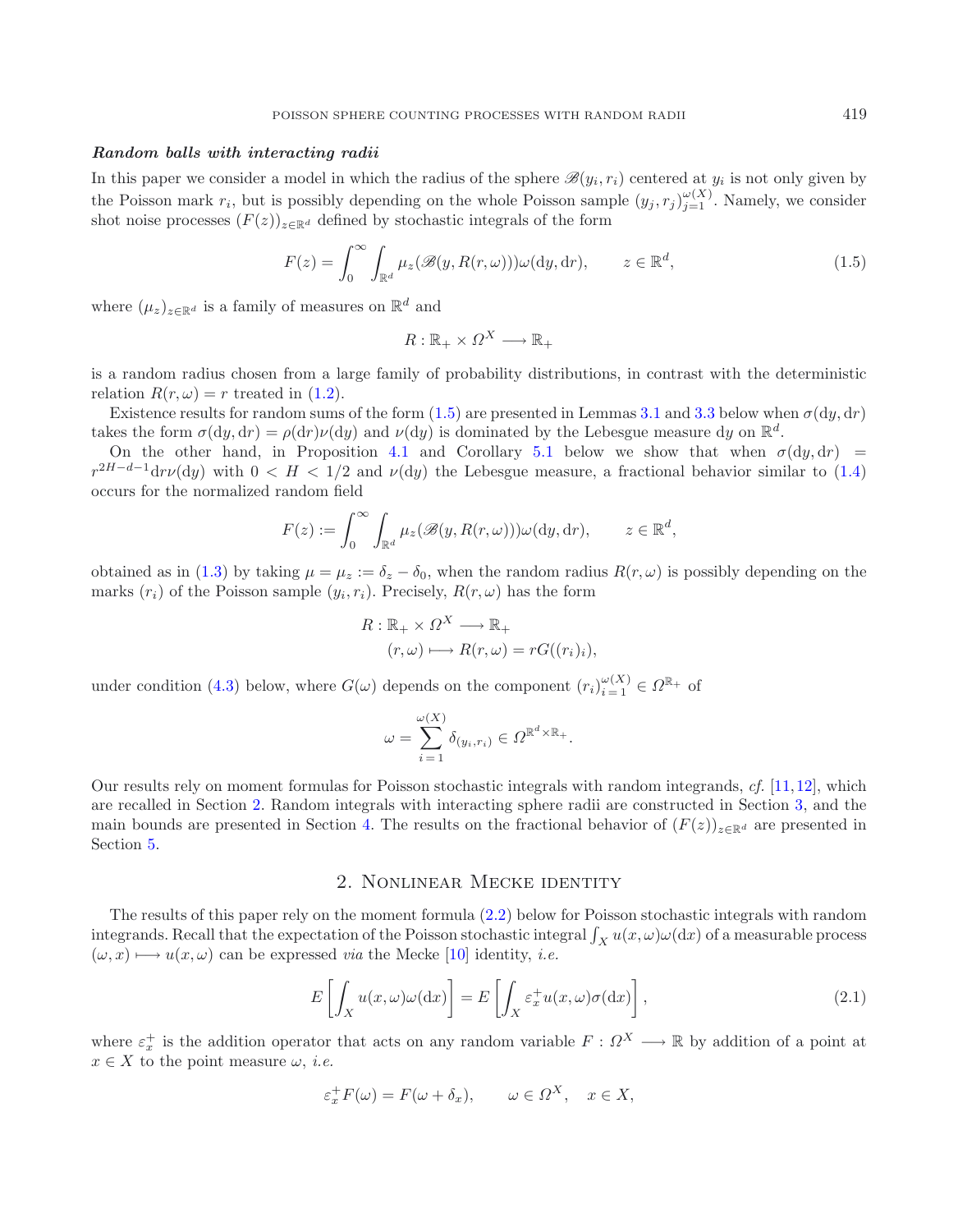***Random balls with interacting radii***

In this paper we consider a model in which the radius of the sphere $\mathscr{B}(y_i, r_i)$ centered at $y_i$ is not only given by the Poisson mark $r_i$, but is possibly depending on the whole Poisson sample $(y_j, r_j)_{j=1}^{\omega(X)}$. Namely, we consider shot noise processes $(F(z))_{z\in\mathbb{R}^d}$ defined by stochastic integrals of the form

$$F(z) = \int_0^\infty \int_{\mathbb{R}^d} \mu_z(\mathscr{B}(y, R(r,\omega)))\omega(\mathrm{d}y, \mathrm{d}r), \qquad z \in \mathbb{R}^d, \tag{1.5}$$

where $(\mu_z)_{z\in\mathbb{R}^d}$ is a family of measures on $\mathbb{R}^d$ and

$$R : \mathbb{R}_+ \times \Omega^X \longrightarrow \mathbb{R}_+$$

is a random radius chosen from a large family of probability distributions, in contrast with the deterministic relation $R(r, \omega) = r$ treated in (1.2).

Existence results for random sums of the form (1.5) are presented in Lemmas 3.1 and 3.3 below when $\sigma(\mathrm{d}y, \mathrm{d}r)$ takes the form $\sigma(\mathrm{d}y, \mathrm{d}r) = \rho(\mathrm{d}r)\nu(\mathrm{d}y)$ and $\nu(\mathrm{d}y)$ is dominated by the Lebesgue measure $\mathrm{d}y$ on $\mathbb{R}^d$.

On the other hand, in Proposition 4.1 and Corollary 5.1 below we show that when $\sigma(\mathrm{d}y, \mathrm{d}r) = r^{2H-d-1}\mathrm{d}r\nu(\mathrm{d}y)$ with $0 < H < 1/2$ and $\nu(\mathrm{d}y)$ the Lebesgue measure, a fractional behavior similar to (1.4) occurs for the normalized random field

$$F(z) := \int_0^\infty \int_{\mathbb{R}^d} \mu_z(\mathscr{B}(y, R(r,\omega)))\omega(\mathrm{d}y, \mathrm{d}r), \qquad z \in \mathbb{R}^d,$$

obtained as in (1.3) by taking $\mu = \mu_z := \delta_z - \delta_0$, when the random radius $R(r, \omega)$ is possibly depending on the marks $(r_i)$ of the Poisson sample $(y_i, r_i)$. Precisely, $R(r, \omega)$ has the form

$$\begin{aligned} R : \mathbb{R}_+ \times \Omega^X &\longrightarrow \mathbb{R}_+ \\ (r, \omega) &\longmapsto R(r, \omega) = rG((r_i)_i), \end{aligned}$$

under condition (4.3) below, where $G(\omega)$ depends on the component $(r_i)_{i=1}^{\omega(X)} \in \Omega^{\mathbb{R}_+}$ of

$$\omega = \sum_{i=1}^{\omega(X)} \delta_{(y_i, r_i)} \in \Omega^{\mathbb{R}^d \times \mathbb{R}_+}.$$

Our results rely on moment formulas for Poisson stochastic integrals with random integrands, *cf.* [11,12], which are recalled in Section 2. Random integrals with interacting sphere radii are constructed in Section 3, and the main bounds are presented in Section 4. The results on the fractional behavior of $(F(z))_{z\in\mathbb{R}^d}$ are presented in Section 5.

## 2. Nonlinear Mecke identity

The results of this paper rely on the moment formula (2.2) below for Poisson stochastic integrals with random integrands. Recall that the expectation of the Poisson stochastic integral $\int_X u(x, \omega)\omega(\mathrm{d}x)$ of a measurable process $(\omega, x) \longmapsto u(x, \omega)$ can be expressed *via* the Mecke [10] identity, *i.e.*

$$E\left[\int_X u(x, \omega)\omega(\mathrm{d}x)\right] = E\left[\int_X \varepsilon_x^+ u(x, \omega)\sigma(\mathrm{d}x)\right], \tag{2.1}$$

where $\varepsilon_x^+$ is the addition operator that acts on any random variable $F : \Omega^X \longrightarrow \mathbb{R}$ by addition of a point at $x \in X$ to the point measure $\omega$, *i.e.*

$$\varepsilon_x^+ F(\omega) = F(\omega + \delta_x), \qquad \omega \in \Omega^X, \quad x \in X,$$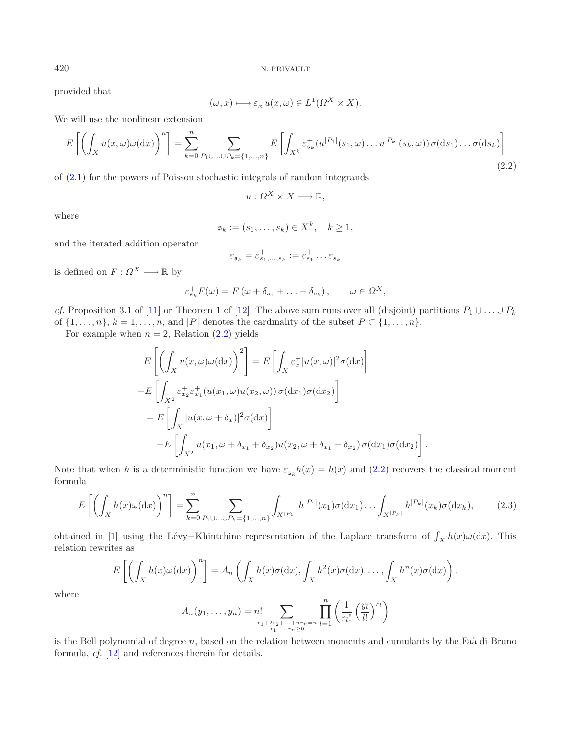provided that

$$(\omega, x) \longmapsto \varepsilon_x^+ u(x, \omega) \in L^1(\Omega^X \times X).$$

We will use the nonlinear extension

$$E\left[\left(\int_X u(x,\omega)\omega(\mathrm{d}x)\right)^n\right] = \sum_{k=0}^{n} \sum_{P_1 \cup \ldots \cup P_k = \{1,\ldots,n\}} E\left[\int_{X^k} \varepsilon_{\mathfrak{s}_k}^+ (u^{|P_1|}(s_1,\omega) \ldots u^{|P_k|}(s_k,\omega))\, \sigma(\mathrm{d}s_1) \ldots \sigma(\mathrm{d}s_k)\right] \tag{2.2}$$

of (2.1) for the powers of Poisson stochastic integrals of random integrands

$$u : \Omega^X \times X \longrightarrow \mathbb{R},$$

where

$$\mathfrak{s}_k := (s_1, \ldots, s_k) \in X^k, \quad k \geq 1,$$

and the iterated addition operator

$$\varepsilon_{\mathfrak{s}_k}^+ = \varepsilon_{s_1,\ldots,s_k}^+ := \varepsilon_{s_1}^+ \ldots \varepsilon_{s_k}^+$$

is defined on $F : \Omega^X \longrightarrow \mathbb{R}$ by

$$\varepsilon_{\mathfrak{s}_k}^+ F(\omega) = F\left(\omega + \delta_{s_1} + \ldots + \delta_{s_k}\right), \qquad \omega \in \Omega^X,$$

*cf.* Proposition 3.1 of [11] or Theorem 1 of [12]. The above sum runs over all (disjoint) partitions $P_1 \cup \ldots \cup P_k$ of $\{1, \ldots, n\}$, $k = 1, \ldots, n$, and $|P|$ denotes the cardinality of the subset $P \subset \{1, \ldots, n\}$.

For example when $n = 2$, Relation (2.2) yields

$$\begin{aligned}
E\left[\left(\int_X u(x,\omega)\omega(\mathrm{d}x)\right)^2\right] &= E\left[\int_X \varepsilon_x^+ |u(x,\omega)|^2 \sigma(\mathrm{d}x)\right] \\
&+ E\left[\int_{X^2} \varepsilon_{x_2}^+ \varepsilon_{x_1}^+ (u(x_1,\omega) u(x_2,\omega))\, \sigma(\mathrm{d}x_1)\sigma(\mathrm{d}x_2)\right] \\
&= E\left[\int_X |u(x, \omega + \delta_x)|^2 \sigma(\mathrm{d}x)\right] \\
&\quad + E\left[\int_{X^2} u(x_1, \omega + \delta_{x_1} + \delta_{x_2}) u(x_2, \omega + \delta_{x_1} + \delta_{x_2})\, \sigma(\mathrm{d}x_1)\sigma(\mathrm{d}x_2)\right].
\end{aligned}$$

Note that when $h$ is a deterministic function we have $\varepsilon_{\mathfrak{s}_k}^+ h(x) = h(x)$ and (2.2) recovers the classical moment formula

$$E\left[\left(\int_X h(x)\omega(\mathrm{d}x)\right)^n\right] = \sum_{k=0}^{n} \sum_{P_1 \cup \ldots \cup P_k = \{1,\ldots,n\}} \int_{X^{|P_1|}} h^{|P_1|}(x_1)\sigma(\mathrm{d}x_1) \ldots \int_{X^{|P_k|}} h^{|P_k|}(x_k)\sigma(\mathrm{d}x_k), \tag{2.3}$$

obtained in [1] using the Lévy−Khintchine representation of the Laplace transform of $\int_X h(x)\omega(\mathrm{d}x)$. This relation rewrites as

$$E\left[\left(\int_X h(x)\omega(\mathrm{d}x)\right)^n\right] = A_n\left(\int_X h(x)\sigma(\mathrm{d}x), \int_X h^2(x)\sigma(\mathrm{d}x), \ldots, \int_X h^n(x)\sigma(\mathrm{d}x)\right),$$

where

$$A_n(y_1, \ldots, y_n) = n! \sum_{\substack{r_1 + 2r_2 + \ldots + nr_n = n \\ r_1, \ldots, r_n \geq 0}} \prod_{l=1}^{n} \left(\frac{1}{r_l!}\left(\frac{y_l}{l!}\right)^{r_l}\right)$$

is the Bell polynomial of degree $n$, based on the relation between moments and cumulants by the Faà di Bruno formula, *cf.* [12] and references therein for details.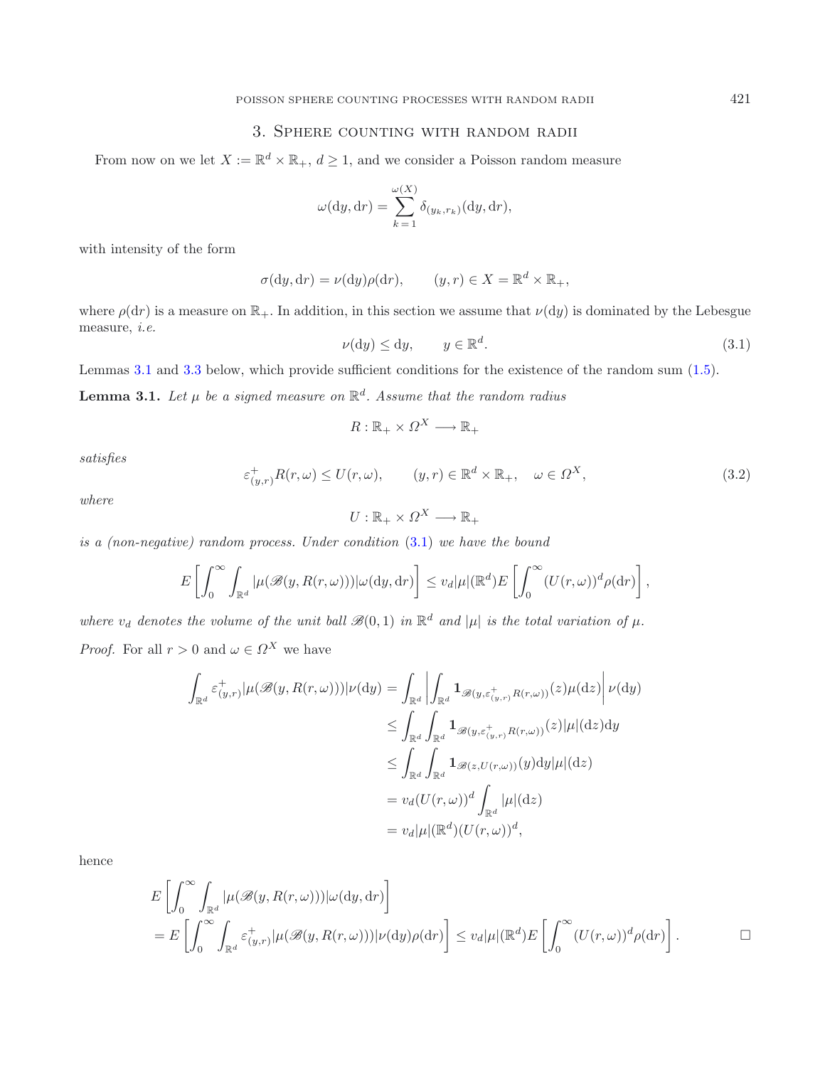## 3. Sphere counting with random radii

From now on we let $X := \mathbb{R}^d \times \mathbb{R}_+$, $d \geq 1$, and we consider a Poisson random measure

$$\omega(\mathrm{d}y, \mathrm{d}r) = \sum_{k=1}^{\omega(X)} \delta_{(y_k, r_k)}(\mathrm{d}y, \mathrm{d}r),$$

with intensity of the form

$$\sigma(\mathrm{d}y, \mathrm{d}r) = \nu(\mathrm{d}y)\rho(\mathrm{d}r), \qquad (y, r) \in X = \mathbb{R}^d \times \mathbb{R}_+,$$

where $\rho(\mathrm{d}r)$ is a measure on $\mathbb{R}_+$. In addition, in this section we assume that $\nu(\mathrm{d}y)$ is dominated by the Lebesgue measure, *i.e.*

$$\nu(\mathrm{d}y) \leq \mathrm{d}y, \qquad y \in \mathbb{R}^d. \tag{3.1}$$

Lemmas 3.1 and 3.3 below, which provide sufficient conditions for the existence of the random sum (1.5).

**Lemma 3.1.** *Let $\mu$ be a signed measure on $\mathbb{R}^d$. Assume that the random radius*

$$R : \mathbb{R}_+ \times \Omega^X \longrightarrow \mathbb{R}_+$$

*satisfies*

$$\varepsilon^+_{(y,r)} R(r, \omega) \leq U(r, \omega), \qquad (y, r) \in \mathbb{R}^d \times \mathbb{R}_+, \quad \omega \in \Omega^X, \tag{3.2}$$

*where*

$$U : \mathbb{R}_+ \times \Omega^X \longrightarrow \mathbb{R}_+$$

*is a (non-negative) random process. Under condition (3.1) we have the bound*

$$E\left[\int_0^\infty \int_{\mathbb{R}^d} |\mu(\mathscr{B}(y, R(r, \omega)))| \omega(\mathrm{d}y, \mathrm{d}r)\right] \leq v_d |\mu|(\mathbb{R}^d) E\left[\int_0^\infty (U(r, \omega))^d \rho(\mathrm{d}r)\right],$$

*where $v_d$ denotes the volume of the unit ball $\mathscr{B}(0, 1)$ in $\mathbb{R}^d$ and $|\mu|$ is the total variation of $\mu$.*

*Proof.* For all $r > 0$ and $\omega \in \Omega^X$ we have

$$\begin{aligned}
\int_{\mathbb{R}^d} \varepsilon^+_{(y,r)} |\mu(\mathscr{B}(y, R(r, \omega)))| \nu(\mathrm{d}y) &= \int_{\mathbb{R}^d} \left| \int_{\mathbb{R}^d} \mathbf{1}_{\mathscr{B}(y, \varepsilon^+_{(y,r)} R(r,\omega))}(z) \mu(\mathrm{d}z) \right| \nu(\mathrm{d}y) \\
&\leq \int_{\mathbb{R}^d} \int_{\mathbb{R}^d} \mathbf{1}_{\mathscr{B}(y, \varepsilon^+_{(y,r)} R(r,\omega))}(z) |\mu|(\mathrm{d}z) \mathrm{d}y \\
&\leq \int_{\mathbb{R}^d} \int_{\mathbb{R}^d} \mathbf{1}_{\mathscr{B}(z, U(r,\omega))}(y) \mathrm{d}y |\mu|(\mathrm{d}z) \\
&= v_d (U(r, \omega))^d \int_{\mathbb{R}^d} |\mu|(\mathrm{d}z) \\
&= v_d |\mu|(\mathbb{R}^d) (U(r, \omega))^d,
\end{aligned}$$

hence

$$\begin{aligned}
&E\left[\int_0^\infty \int_{\mathbb{R}^d} |\mu(\mathscr{B}(y, R(r, \omega)))| \omega(\mathrm{d}y, \mathrm{d}r)\right] \\
&= E\left[\int_0^\infty \int_{\mathbb{R}^d} \varepsilon^+_{(y,r)} |\mu(\mathscr{B}(y, R(r, \omega)))| \nu(\mathrm{d}y) \rho(\mathrm{d}r)\right] \leq v_d |\mu|(\mathbb{R}^d) E\left[\int_0^\infty (U(r, \omega))^d \rho(\mathrm{d}r)\right]. \qquad \square
\end{aligned}$$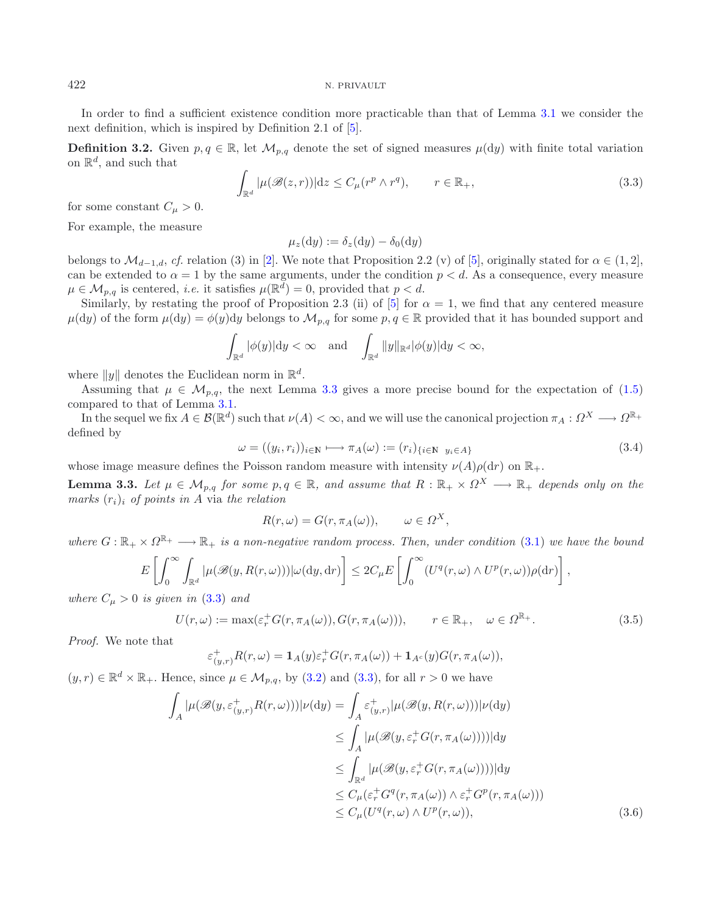In order to find a sufficient existence condition more practicable than that of Lemma 3.1 we consider the next definition, which is inspired by Definition 2.1 of [5].

**Definition 3.2.** Given $p, q \in \mathbb{R}$, let $\mathcal{M}_{p,q}$ denote the set of signed measures $\mu(\mathrm{d}y)$ with finite total variation on $\mathbb{R}^d$, and such that

$$\int_{\mathbb{R}^d} |\mu(\mathscr{B}(z,r))| \mathrm{d}z \leq C_\mu (r^p \wedge r^q), \qquad r \in \mathbb{R}_+, \tag{3.3}$$

for some constant $C_\mu > 0$.

For example, the measure

$$\mu_z(\mathrm{d}y) := \delta_z(\mathrm{d}y) - \delta_0(\mathrm{d}y)$$

belongs to $\mathcal{M}_{d-1,d}$, *cf.* relation (3) in [2]. We note that Proposition 2.2 (v) of [5], originally stated for $\alpha \in (1,2]$, can be extended to $\alpha = 1$ by the same arguments, under the condition $p < d$. As a consequence, every measure $\mu \in \mathcal{M}_{p,q}$ is centered, *i.e.* it satisfies $\mu(\mathbb{R}^d) = 0$, provided that $p < d$.

Similarly, by restating the proof of Proposition 2.3 (ii) of [5] for $\alpha = 1$, we find that any centered measure $\mu(\mathrm{d}y)$ of the form $\mu(\mathrm{d}y) = \phi(y)\mathrm{d}y$ belongs to $\mathcal{M}_{p,q}$ for some $p, q \in \mathbb{R}$ provided that it has bounded support and

$$\int_{\mathbb{R}^d} |\phi(y)| \mathrm{d}y < \infty \quad \text{and} \quad \int_{\mathbb{R}^d} \|y\|_{\mathbb{R}^d} |\phi(y)| \mathrm{d}y < \infty,$$

where $\|y\|$ denotes the Euclidean norm in $\mathbb{R}^d$.

Assuming that $\mu \in \mathcal{M}_{p,q}$, the next Lemma 3.3 gives a more precise bound for the expectation of (1.5) compared to that of Lemma 3.1.

In the sequel we fix $A \in \mathcal{B}(\mathbb{R}^d)$ such that $\nu(A) < \infty$, and we will use the canonical projection $\pi_A : \Omega^X \longrightarrow \Omega^{\mathbb{R}_+}$ defined by

$$\omega = ((y_i, r_i))_{i \in \mathbb{N}} \longmapsto \pi_A(\omega) := (r_i)_{\{i \in \mathbb{N} \ \ y_i \in A\}} \tag{3.4}$$

whose image measure defines the Poisson random measure with intensity $\nu(A)\rho(\mathrm{d}r)$ on $\mathbb{R}_+$.

**Lemma 3.3.** *Let $\mu \in \mathcal{M}_{p,q}$ for some $p, q \in \mathbb{R}$, and assume that $R : \mathbb{R}_+ \times \Omega^X \longrightarrow \mathbb{R}_+$ depends only on the marks $(r_i)_i$ of points in $A$ via the relation*

$$R(r, \omega) = G(r, \pi_A(\omega)), \qquad \omega \in \Omega^X,$$

*where $G : \mathbb{R}_+ \times \Omega^{\mathbb{R}_+} \longrightarrow \mathbb{R}_+$ is a non-negative random process. Then, under condition (3.1) we have the bound*

$$E\left[\int_0^\infty \int_{\mathbb{R}^d} |\mu(\mathscr{B}(y, R(r,\omega)))| \omega(\mathrm{d}y, \mathrm{d}r)\right] \leq 2C_\mu E\left[\int_0^\infty (U^q(r,\omega) \wedge U^p(r,\omega)) \rho(\mathrm{d}r)\right],$$

*where $C_\mu > 0$ is given in (3.3) and*

$$U(r,\omega) := \max(\varepsilon_r^+ G(r, \pi_A(\omega)), G(r, \pi_A(\omega))), \qquad r \in \mathbb{R}_+, \quad \omega \in \Omega^{\mathbb{R}_+}. \tag{3.5}$$

*Proof.* We note that

$$\varepsilon_{(y,r)}^+ R(r,\omega) = \mathbf{1}_A(y) \varepsilon_r^+ G(r, \pi_A(\omega)) + \mathbf{1}_{A^c}(y) G(r, \pi_A(\omega)),$$

$(y, r) \in \mathbb{R}^d \times \mathbb{R}_+$. Hence, since $\mu \in \mathcal{M}_{p,q}$, by (3.2) and (3.3), for all $r > 0$ we have

$$\begin{aligned}
\int_A |\mu(\mathscr{B}(y, \varepsilon_{(y,r)}^+ R(r,\omega)))| \nu(\mathrm{d}y) &= \int_A \varepsilon_{(y,r)}^+ |\mu(\mathscr{B}(y, R(r,\omega)))| \nu(\mathrm{d}y) \\
&\leq \int_A |\mu(\mathscr{B}(y, \varepsilon_r^+ G(r, \pi_A(\omega))))| \mathrm{d}y \\
&\leq \int_{\mathbb{R}^d} |\mu(\mathscr{B}(y, \varepsilon_r^+ G(r, \pi_A(\omega))))| \mathrm{d}y \\
&\leq C_\mu (\varepsilon_r^+ G^q(r, \pi_A(\omega)) \wedge \varepsilon_r^+ G^p(r, \pi_A(\omega))) \\
&\leq C_\mu (U^q(r,\omega) \wedge U^p(r,\omega)),
\end{aligned} \tag{3.6}$$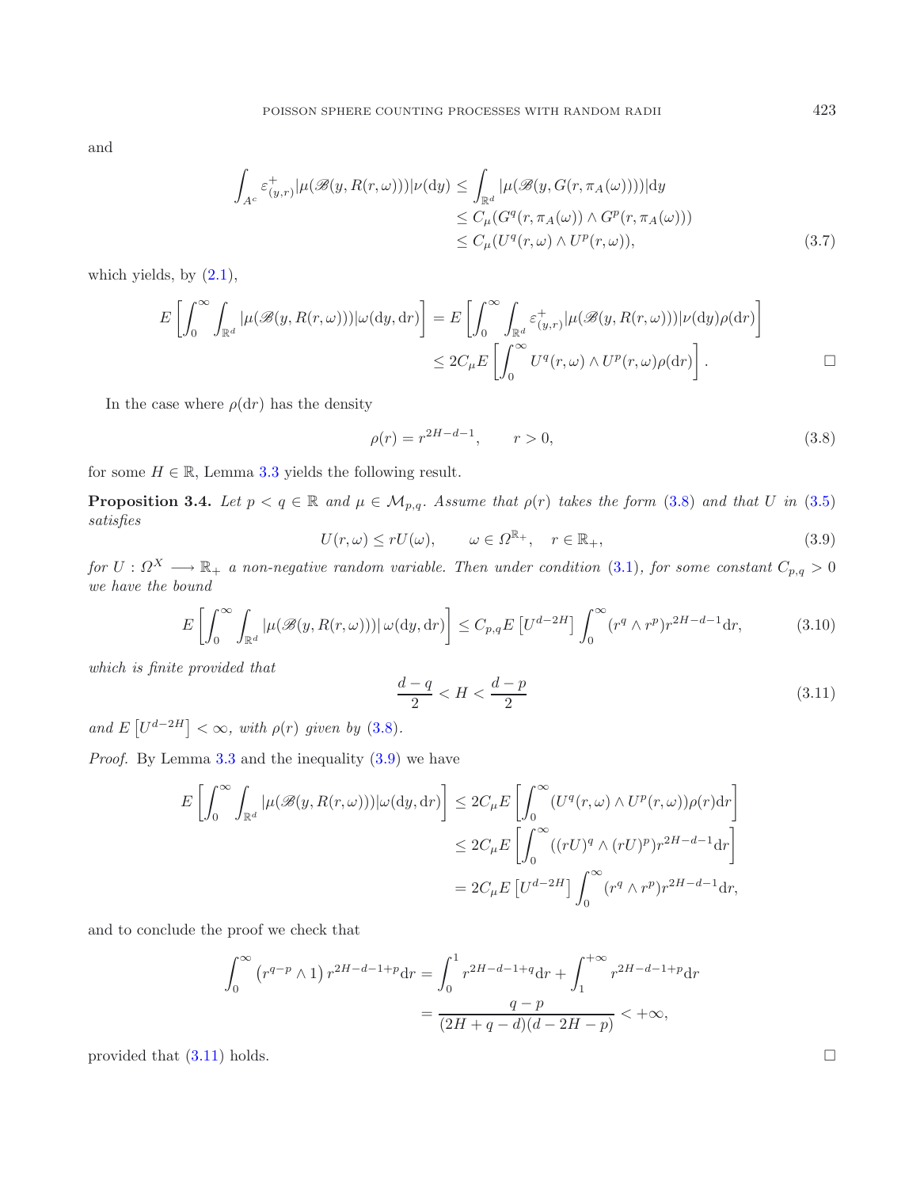and

$$
\begin{aligned}
\int_{A^c} \varepsilon^+_{(y,r)} |\mu(\mathscr{B}(y, R(r,\omega)))| \nu(\mathrm{d}y) &\leq \int_{\mathbb{R}^d} |\mu(\mathscr{B}(y, G(r, \pi_A(\omega))))| \mathrm{d}y \\
&\leq C_\mu (G^q(r, \pi_A(\omega)) \wedge G^p(r, \pi_A(\omega))) \\
&\leq C_\mu (U^q(r,\omega) \wedge U^p(r,\omega)),
\end{aligned} \tag{3.7}
$$

which yields, by (2.1),

$$
\begin{aligned}
E\left[\int_0^\infty \int_{\mathbb{R}^d} |\mu(\mathscr{B}(y, R(r,\omega)))| \omega(\mathrm{d}y, \mathrm{d}r)\right] &= E\left[\int_0^\infty \int_{\mathbb{R}^d} \varepsilon^+_{(y,r)} |\mu(\mathscr{B}(y, R(r,\omega)))| \nu(\mathrm{d}y) \rho(\mathrm{d}r)\right] \\
&\leq 2 C_\mu E\left[\int_0^\infty U^q(r,\omega) \wedge U^p(r,\omega) \rho(\mathrm{d}r)\right]. \qquad \square
\end{aligned}
$$

In the case where $\rho(\mathrm{d}r)$ has the density

$$
\rho(r) = r^{2H-d-1}, \qquad r > 0, \tag{3.8}
$$

for some $H \in \mathbb{R}$, Lemma 3.3 yields the following result.

**Proposition 3.4.** *Let $p < q \in \mathbb{R}$ and $\mu \in \mathcal{M}_{p,q}$. Assume that $\rho(r)$ takes the form (3.8) and that $U$ in (3.5) satisfies*

$$
U(r,\omega) \leq r U(\omega), \qquad \omega \in \Omega^{\mathbb{R}_+}, \quad r \in \mathbb{R}_+, \tag{3.9}
$$

*for $U : \Omega^X \longrightarrow \mathbb{R}_+$ a non-negative random variable. Then under condition (3.1), for some constant $C_{p,q} > 0$ we have the bound*

$$
E\left[\int_0^\infty \int_{\mathbb{R}^d} |\mu(\mathscr{B}(y, R(r,\omega)))| \, \omega(\mathrm{d}y, \mathrm{d}r)\right] \leq C_{p,q} E\left[U^{d-2H}\right] \int_0^\infty (r^q \wedge r^p) r^{2H-d-1} \mathrm{d}r, \tag{3.10}
$$

*which is finite provided that*

$$
\frac{d-q}{2} < H < \frac{d-p}{2} \tag{3.11}
$$

*and $E\left[U^{d-2H}\right] < \infty$, with $\rho(r)$ given by (3.8).*

*Proof.* By Lemma 3.3 and the inequality (3.9) we have

$$
\begin{aligned}
E\left[\int_0^\infty \int_{\mathbb{R}^d} |\mu(\mathscr{B}(y, R(r,\omega)))| \omega(\mathrm{d}y, \mathrm{d}r)\right] &\leq 2 C_\mu E\left[\int_0^\infty (U^q(r,\omega) \wedge U^p(r,\omega)) \rho(r) \mathrm{d}r\right] \\
&\leq 2 C_\mu E\left[\int_0^\infty ((rU)^q \wedge (rU)^p) r^{2H-d-1} \mathrm{d}r\right] \\
&= 2 C_\mu E\left[U^{d-2H}\right] \int_0^\infty (r^q \wedge r^p) r^{2H-d-1} \mathrm{d}r,
\end{aligned}
$$

and to conclude the proof we check that

$$
\begin{aligned}
\int_0^\infty \left(r^{q-p} \wedge 1\right) r^{2H-d-1+p} \mathrm{d}r &= \int_0^1 r^{2H-d-1+q} \mathrm{d}r + \int_1^{+\infty} r^{2H-d-1+p} \mathrm{d}r \\
&= \frac{q-p}{(2H+q-d)(d-2H-p)} < +\infty,
\end{aligned}
$$

provided that (3.11) holds. $\square$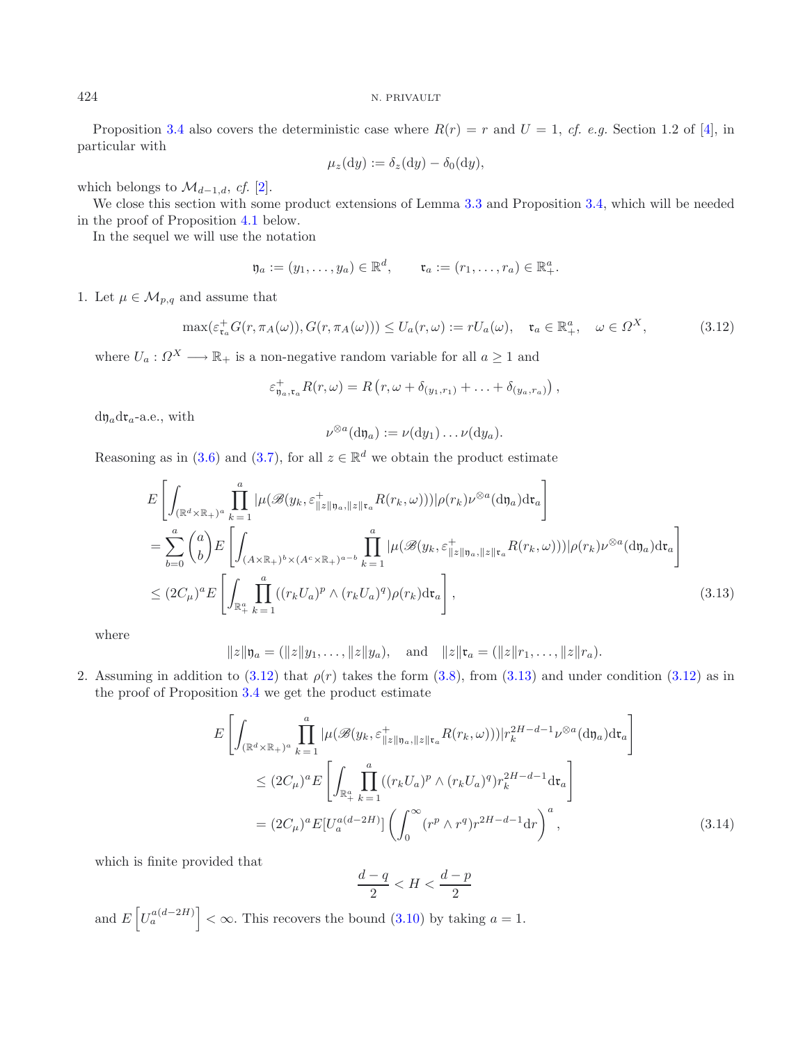Proposition 3.4 also covers the deterministic case where $R(r) = r$ and $U = 1$, *cf. e.g.* Section 1.2 of [4], in particular with

$$\mu_z(\mathrm{d}y) := \delta_z(\mathrm{d}y) - \delta_0(\mathrm{d}y),$$

which belongs to $\mathcal{M}_{d-1,d}$, *cf.* [2].

We close this section with some product extensions of Lemma 3.3 and Proposition 3.4, which will be needed in the proof of Proposition 4.1 below.

In the sequel we will use the notation

$$\mathfrak{y}_a := (y_1, \ldots, y_a) \in \mathbb{R}^d, \qquad \mathfrak{r}_a := (r_1, \ldots, r_a) \in \mathbb{R}_+^a.$$

1. Let $\mu \in \mathcal{M}_{p,q}$ and assume that

$$\max(\varepsilon^+_{\mathfrak{r}_a} G(r, \pi_A(\omega)), G(r, \pi_A(\omega))) \leq U_a(r, \omega) := rU_a(\omega), \quad \mathfrak{r}_a \in \mathbb{R}_+^a, \quad \omega \in \Omega^X, \tag{3.12}$$

where $U_a : \Omega^X \longrightarrow \mathbb{R}_+$ is a non-negative random variable for all $a \geq 1$ and

$$\varepsilon^+_{\mathfrak{y}_a, \mathfrak{r}_a} R(r, \omega) = R\left(r, \omega + \delta_{(y_1, r_1)} + \ldots + \delta_{(y_a, r_a)}\right),$$

$\mathrm{d}\mathfrak{y}_a \mathrm{d}\mathfrak{r}_a$-a.e., with

$$\nu^{\otimes a}(\mathrm{d}\mathfrak{y}_a) := \nu(\mathrm{d}y_1) \ldots \nu(\mathrm{d}y_a).$$

Reasoning as in (3.6) and (3.7), for all $z \in \mathbb{R}^d$ we obtain the product estimate

$$\begin{aligned}
&E\left[\int_{(\mathbb{R}^d \times \mathbb{R}_+)^a} \prod_{k=1}^a |\mu(\mathscr{B}(y_k, \varepsilon^+_{\|z\|\mathfrak{y}_a, \|z\|\mathfrak{r}_a} R(r_k, \omega)))| \rho(r_k) \nu^{\otimes a}(\mathrm{d}\mathfrak{y}_a) \mathrm{d}\mathfrak{r}_a\right] \\
&= \sum_{b=0}^a \binom{a}{b} E\left[\int_{(A \times \mathbb{R}_+)^b \times (A^c \times \mathbb{R}_+)^{a-b}} \prod_{k=1}^a |\mu(\mathscr{B}(y_k, \varepsilon^+_{\|z\|\mathfrak{y}_a, \|z\|\mathfrak{r}_a} R(r_k, \omega)))| \rho(r_k) \nu^{\otimes a}(\mathrm{d}\mathfrak{y}_a) \mathrm{d}\mathfrak{r}_a\right] \\
&\leq (2C_\mu)^a E\left[\int_{\mathbb{R}_+^a} \prod_{k=1}^a ((r_k U_a)^p \wedge (r_k U_a)^q) \rho(r_k) \mathrm{d}\mathfrak{r}_a\right],
\end{aligned} \tag{3.13}$$

where

$$\|z\|\mathfrak{y}_a = (\|z\|y_1, \ldots, \|z\|y_a), \quad \text{and} \quad \|z\|\mathfrak{r}_a = (\|z\|r_1, \ldots, \|z\|r_a).$$

2. Assuming in addition to (3.12) that $\rho(r)$ takes the form (3.8), from (3.13) and under condition (3.12) as in the proof of Proposition 3.4 we get the product estimate

$$\begin{aligned}
E&\left[\int_{(\mathbb{R}^d \times \mathbb{R}_+)^a} \prod_{k=1}^a |\mu(\mathscr{B}(y_k, \varepsilon^+_{\|z\|\mathfrak{y}_a, \|z\|\mathfrak{r}_a} R(r_k, \omega)))| r_k^{2H-d-1} \nu^{\otimes a}(\mathrm{d}\mathfrak{y}_a) \mathrm{d}\mathfrak{r}_a\right] \\
&\leq (2C_\mu)^a E\left[\int_{\mathbb{R}_+^a} \prod_{k=1}^a ((r_k U_a)^p \wedge (r_k U_a)^q) r_k^{2H-d-1} \mathrm{d}\mathfrak{r}_a\right] \\
&= (2C_\mu)^a E[U_a^{a(d-2H)}] \left(\int_0^\infty (r^p \wedge r^q) r^{2H-d-1} \mathrm{d}r\right)^a,
\end{aligned} \tag{3.14}$$

which is finite provided that

$$\frac{d-q}{2} < H < \frac{d-p}{2}$$

and $E\left[U_a^{a(d-2H)}\right] < \infty$. This recovers the bound (3.10) by taking $a = 1$.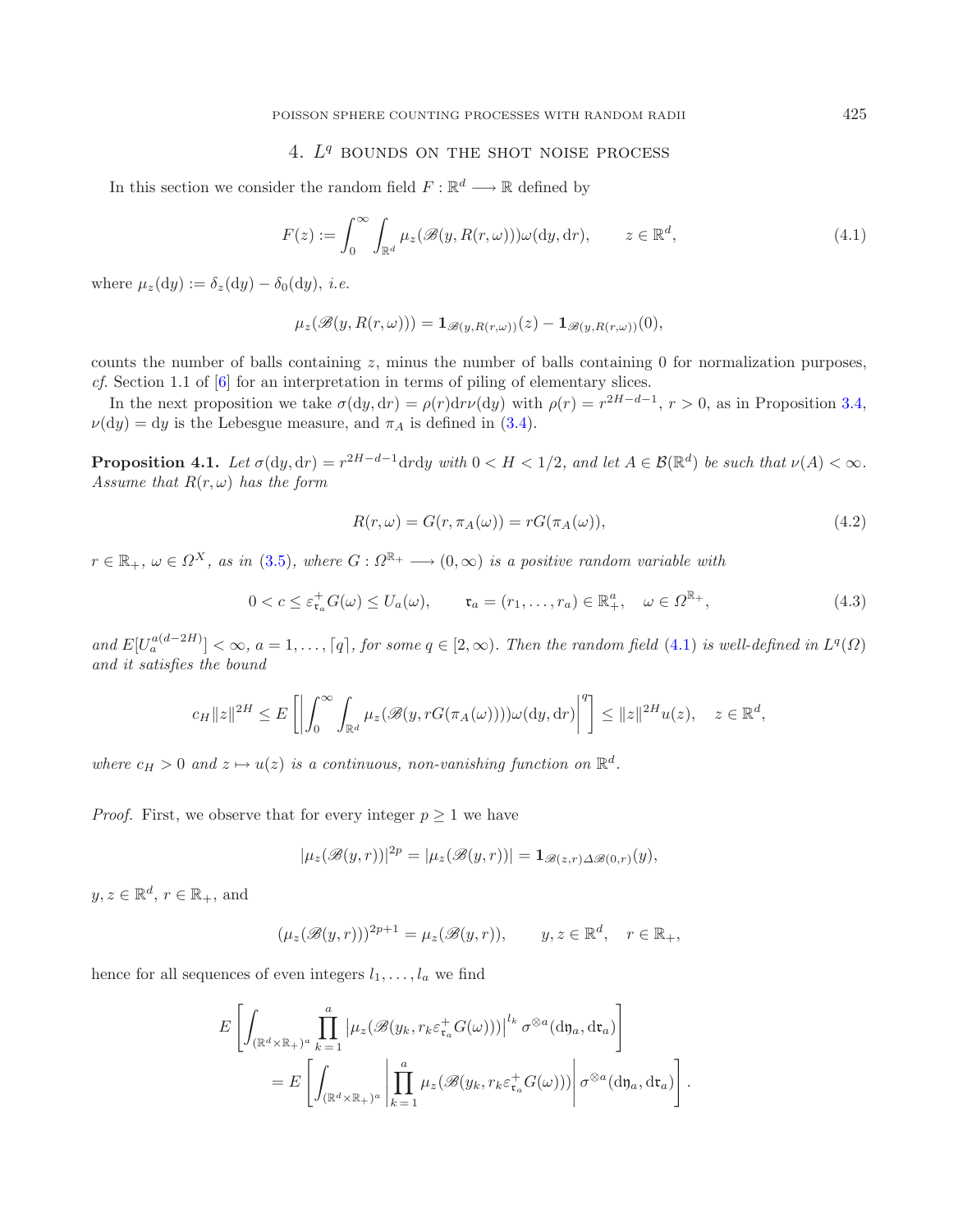## 4. $L^q$ bounds on the shot noise process

In this section we consider the random field $F : \mathbb{R}^d \longrightarrow \mathbb{R}$ defined by

$$F(z) := \int_0^\infty \int_{\mathbb{R}^d} \mu_z(\mathscr{B}(y, R(r,\omega)))\omega(\mathrm{d}y, \mathrm{d}r), \qquad z \in \mathbb{R}^d, \tag{4.1}$$

where $\mu_z(\mathrm{d}y) := \delta_z(\mathrm{d}y) - \delta_0(\mathrm{d}y)$, *i.e.*

$$\mu_z(\mathscr{B}(y, R(r,\omega))) = \mathbf{1}_{\mathscr{B}(y,R(r,\omega))}(z) - \mathbf{1}_{\mathscr{B}(y,R(r,\omega))}(0),$$

counts the number of balls containing $z$, minus the number of balls containing 0 for normalization purposes, *cf.* Section 1.1 of [6] for an interpretation in terms of piling of elementary slices.

In the next proposition we take $\sigma(\mathrm{d}y, \mathrm{d}r) = \rho(r)\mathrm{d}r\nu(\mathrm{d}y)$ with $\rho(r) = r^{2H-d-1}$, $r > 0$, as in Proposition 3.4, $\nu(\mathrm{d}y) = \mathrm{d}y$ is the Lebesgue measure, and $\pi_A$ is defined in (3.4).

**Proposition 4.1.** *Let $\sigma(\mathrm{d}y, \mathrm{d}r) = r^{2H-d-1}\mathrm{d}r\mathrm{d}y$ with $0 < H < 1/2$, and let $A \in \mathcal{B}(\mathbb{R}^d)$ be such that $\nu(A) < \infty$. Assume that $R(r,\omega)$ has the form*

$$R(r,\omega) = G(r, \pi_A(\omega)) = rG(\pi_A(\omega)), \tag{4.2}$$

*$r \in \mathbb{R}_+$, $\omega \in \Omega^X$, as in (3.5), where $G : \Omega^{\mathbb{R}_+} \longrightarrow (0,\infty)$ is a positive random variable with*

$$0 < c \le \varepsilon^+_{\mathfrak{r}_a} G(\omega) \le U_a(\omega), \qquad \mathfrak{r}_a = (r_1, \ldots, r_a) \in \mathbb{R}^a_+, \quad \omega \in \Omega^{\mathbb{R}_+}, \tag{4.3}$$

*and $E[U_a^{a(d-2H)}] < \infty$, $a = 1, \ldots, \lceil q \rceil$, for some $q \in [2,\infty)$. Then the random field (4.1) is well-defined in $L^q(\Omega)$ and it satisfies the bound*

$$c_H \|z\|^{2H} \le E\left[\left|\int_0^\infty \int_{\mathbb{R}^d} \mu_z(\mathscr{B}(y, rG(\pi_A(\omega))))\omega(\mathrm{d}y, \mathrm{d}r)\right|^q\right] \le \|z\|^{2H} u(z), \quad z \in \mathbb{R}^d,$$

*where $c_H > 0$ and $z \mapsto u(z)$ is a continuous, non-vanishing function on $\mathbb{R}^d$.*

*Proof.* First, we observe that for every integer $p \ge 1$ we have

$$|\mu_z(\mathscr{B}(y,r))|^{2p} = |\mu_z(\mathscr{B}(y,r))| = \mathbf{1}_{\mathscr{B}(z,r)\Delta\mathscr{B}(0,r)}(y),$$

$y, z \in \mathbb{R}^d$, $r \in \mathbb{R}_+$, and

$$(\mu_z(\mathscr{B}(y,r)))^{2p+1} = \mu_z(\mathscr{B}(y,r)), \qquad y, z \in \mathbb{R}^d, \quad r \in \mathbb{R}_+,$$

hence for all sequences of even integers $l_1, \ldots, l_a$ we find

$$\begin{aligned}
E&\left[\int_{(\mathbb{R}^d \times \mathbb{R}_+)^a} \prod_{k=1}^a \left|\mu_z(\mathscr{B}(y_k, r_k \varepsilon^+_{\mathfrak{r}_a} G(\omega)))\right|^{l_k} \sigma^{\otimes a}(\mathrm{d}\mathfrak{y}_a, \mathrm{d}\mathfrak{r}_a)\right] \\
&= E\left[\int_{(\mathbb{R}^d \times \mathbb{R}_+)^a} \left|\prod_{k=1}^a \mu_z(\mathscr{B}(y_k, r_k \varepsilon^+_{\mathfrak{r}_a} G(\omega)))\right| \sigma^{\otimes a}(\mathrm{d}\mathfrak{y}_a, \mathrm{d}\mathfrak{r}_a)\right].
\end{aligned}$$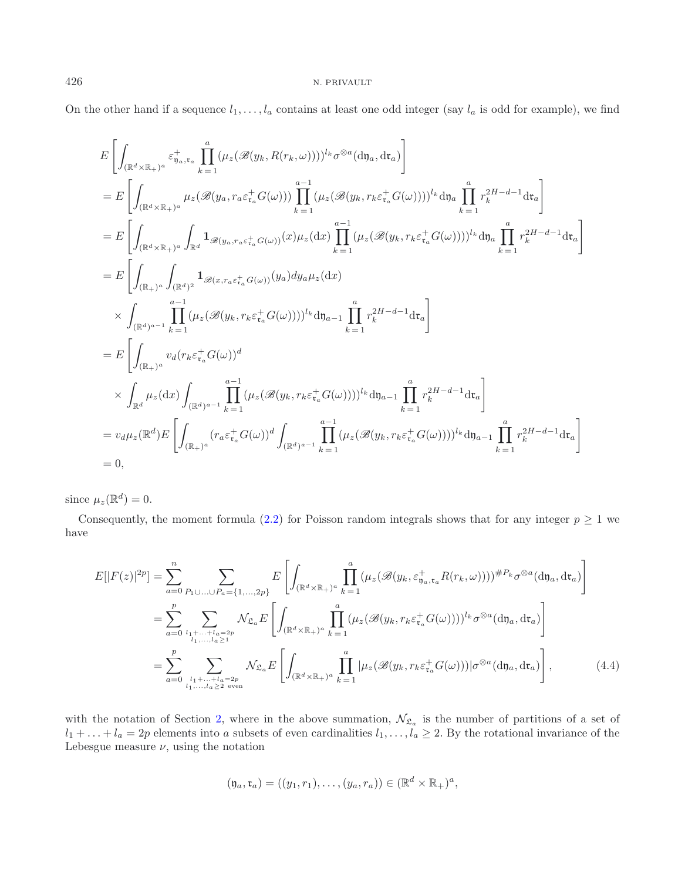On the other hand if a sequence $l_1, \ldots, l_a$ contains at least one odd integer (say $l_a$ is odd for example), we find

$$
\begin{aligned}
& E\left[\int_{(\mathbb{R}^d\times\mathbb{R}_+)^a} \varepsilon^+_{\mathfrak{y}_a,\mathfrak{r}_a} \prod_{k=1}^a (\mu_z(\mathscr{B}(y_k, R(r_k,\omega))))^{l_k} \sigma^{\otimes a}(\mathrm{d}\mathfrak{y}_a, \mathrm{d}\mathfrak{r}_a)\right] \\
&= E\left[\int_{(\mathbb{R}^d\times\mathbb{R}_+)^a} \mu_z(\mathscr{B}(y_a, r_a\varepsilon^+_{\mathfrak{r}_a}G(\omega))) \prod_{k=1}^{a-1} (\mu_z(\mathscr{B}(y_k, r_k\varepsilon^+_{\mathfrak{r}_a}G(\omega))))^{l_k} \mathrm{d}\mathfrak{y}_a \prod_{k=1}^a r_k^{2H-d-1}\mathrm{d}\mathfrak{r}_a\right] \\
&= E\left[\int_{(\mathbb{R}^d\times\mathbb{R}_+)^a} \int_{\mathbb{R}^d} \mathbf{1}_{\mathscr{B}(y_a, r_a\varepsilon^+_{\mathfrak{r}_a}G(\omega))}(x)\mu_z(\mathrm{d}x) \prod_{k=1}^{a-1} (\mu_z(\mathscr{B}(y_k, r_k\varepsilon^+_{\mathfrak{r}_a}G(\omega))))^{l_k} \mathrm{d}\mathfrak{y}_a \prod_{k=1}^a r_k^{2H-d-1}\mathrm{d}\mathfrak{r}_a\right] \\
&= E\left[\int_{(\mathbb{R}_+)^a} \int_{(\mathbb{R}^d)^2} \mathbf{1}_{\mathscr{B}(x, r_a\varepsilon^+_{\mathfrak{r}_a}G(\omega))}(y_a)dy_a\mu_z(\mathrm{d}x)\right. \\
&\quad \times \left.\int_{(\mathbb{R}^d)^{a-1}} \prod_{k=1}^{a-1} (\mu_z(\mathscr{B}(y_k, r_k\varepsilon^+_{\mathfrak{r}_a}G(\omega))))^{l_k} \mathrm{d}\mathfrak{y}_{a-1} \prod_{k=1}^a r_k^{2H-d-1}\mathrm{d}\mathfrak{r}_a\right] \\
&= E\left[\int_{(\mathbb{R}_+)^a} v_d(r_k\varepsilon^+_{\mathfrak{r}_a}G(\omega))^d\right. \\
&\quad \times \left.\int_{\mathbb{R}^d}\mu_z(\mathrm{d}x) \int_{(\mathbb{R}^d)^{a-1}} \prod_{k=1}^{a-1} (\mu_z(\mathscr{B}(y_k, r_k\varepsilon^+_{\mathfrak{r}_a}G(\omega))))^{l_k} \mathrm{d}\mathfrak{y}_{a-1} \prod_{k=1}^a r_k^{2H-d-1}\mathrm{d}\mathfrak{r}_a\right] \\
&= v_d\mu_z(\mathbb{R}^d) E\left[\int_{(\mathbb{R}_+)^a} (r_a\varepsilon^+_{\mathfrak{r}_a}G(\omega))^d \int_{(\mathbb{R}^d)^{a-1}} \prod_{k=1}^{a-1} (\mu_z(\mathscr{B}(y_k, r_k\varepsilon^+_{\mathfrak{r}_a}G(\omega))))^{l_k} \mathrm{d}\mathfrak{y}_{a-1} \prod_{k=1}^a r_k^{2H-d-1}\mathrm{d}\mathfrak{r}_a\right] \\
&= 0,
\end{aligned}
$$

since $\mu_z(\mathbb{R}^d) = 0$.

Consequently, the moment formula (2.2) for Poisson random integrals shows that for any integer $p \geq 1$ we have

$$
\begin{aligned}
E[|F(z)|^{2p}] &= \sum_{a=0}^n \sum_{P_1\cup\ldots\cup P_a=\{1,\ldots,2p\}} E\left[\int_{(\mathbb{R}^d\times\mathbb{R}_+)^a} \prod_{k=1}^a (\mu_z(\mathscr{B}(y_k, \varepsilon^+_{\mathfrak{y}_a,\mathfrak{r}_a}R(r_k,\omega))))^{\#P_k} \sigma^{\otimes a}(\mathrm{d}\mathfrak{y}_a, \mathrm{d}\mathfrak{r}_a)\right] \\
&= \sum_{a=0}^p \sum_{\substack{l_1+\ldots+l_a=2p \\ l_1,\ldots,l_a\geq 1}} \mathcal{N}_{\mathfrak{L}_a} E\left[\int_{(\mathbb{R}^d\times\mathbb{R}_+)^a} \prod_{k=1}^a (\mu_z(\mathscr{B}(y_k, r_k\varepsilon^+_{\mathfrak{r}_a}G(\omega))))^{l_k} \sigma^{\otimes a}(\mathrm{d}\mathfrak{y}_a, \mathrm{d}\mathfrak{r}_a)\right] \\
&= \sum_{a=0}^p \sum_{\substack{l_1+\ldots+l_a=2p \\ l_1,\ldots,l_a\geq 2 \text{ even}}} \mathcal{N}_{\mathfrak{L}_a} E\left[\int_{(\mathbb{R}^d\times\mathbb{R}_+)^a} \prod_{k=1}^a |\mu_z(\mathscr{B}(y_k, r_k\varepsilon^+_{\mathfrak{r}_a}G(\omega)))| \sigma^{\otimes a}(\mathrm{d}\mathfrak{y}_a, \mathrm{d}\mathfrak{r}_a)\right],
\end{aligned} \tag{4.4}
$$

with the notation of Section 2, where in the above summation, $\mathcal{N}_{\mathfrak{L}_a}$ is the number of partitions of a set of $l_1 + \ldots + l_a = 2p$ elements into $a$ subsets of even cardinalities $l_1, \ldots, l_a \geq 2$. By the rotational invariance of the Lebesgue measure $\nu$, using the notation

$$
(\mathfrak{y}_a, \mathfrak{r}_a) = ((y_1, r_1), \ldots, (y_a, r_a)) \in (\mathbb{R}^d \times \mathbb{R}_+)^a,
$$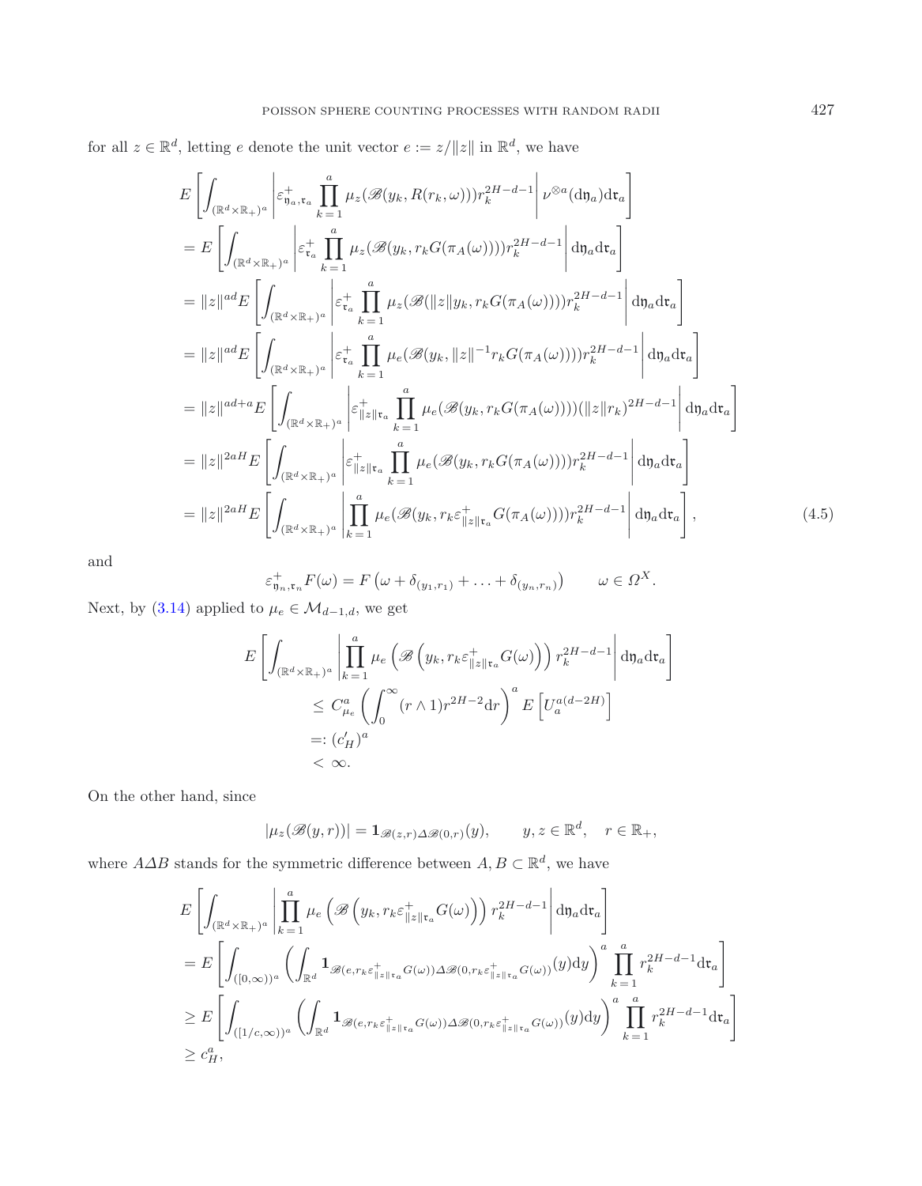for all $z \in \mathbb{R}^d$, letting $e$ denote the unit vector $e := z/\|z\|$ in $\mathbb{R}^d$, we have

$$
\begin{aligned}
& E\left[\int_{(\mathbb{R}^d\times\mathbb{R}_+)^a} \left| \varepsilon^+_{\mathfrak{y}_a,\mathfrak{r}_a} \prod_{k=1}^a \mu_z(\mathscr{B}(y_k, R(r_k,\omega))) r_k^{2H-d-1} \right| \nu^{\otimes a}(\mathrm{d}\mathfrak{y}_a)\mathrm{d}\mathfrak{r}_a \right] \\
&= E\left[\int_{(\mathbb{R}^d\times\mathbb{R}_+)^a} \left| \varepsilon^+_{\mathfrak{r}_a} \prod_{k=1}^a \mu_z(\mathscr{B}(y_k, r_k G(\pi_A(\omega)))) r_k^{2H-d-1} \right| \mathrm{d}\mathfrak{y}_a\mathrm{d}\mathfrak{r}_a \right] \\
&= \|z\|^{ad} E\left[\int_{(\mathbb{R}^d\times\mathbb{R}_+)^a} \left| \varepsilon^+_{\mathfrak{r}_a} \prod_{k=1}^a \mu_z(\mathscr{B}(\|z\| y_k, r_k G(\pi_A(\omega)))) r_k^{2H-d-1} \right| \mathrm{d}\mathfrak{y}_a\mathrm{d}\mathfrak{r}_a \right] \\
&= \|z\|^{ad} E\left[\int_{(\mathbb{R}^d\times\mathbb{R}_+)^a} \left| \varepsilon^+_{\mathfrak{r}_a} \prod_{k=1}^a \mu_e(\mathscr{B}(y_k, \|z\|^{-1} r_k G(\pi_A(\omega)))) r_k^{2H-d-1} \right| \mathrm{d}\mathfrak{y}_a\mathrm{d}\mathfrak{r}_a \right] \\
&= \|z\|^{ad+a} E\left[\int_{(\mathbb{R}^d\times\mathbb{R}_+)^a} \left| \varepsilon^+_{\|z\|\mathfrak{r}_a} \prod_{k=1}^a \mu_e(\mathscr{B}(y_k, r_k G(\pi_A(\omega)))) (\|z\| r_k)^{2H-d-1} \right| \mathrm{d}\mathfrak{y}_a\mathrm{d}\mathfrak{r}_a \right] \\
&= \|z\|^{2aH} E\left[\int_{(\mathbb{R}^d\times\mathbb{R}_+)^a} \left| \varepsilon^+_{\|z\|\mathfrak{r}_a} \prod_{k=1}^a \mu_e(\mathscr{B}(y_k, r_k G(\pi_A(\omega)))) r_k^{2H-d-1} \right| \mathrm{d}\mathfrak{y}_a\mathrm{d}\mathfrak{r}_a \right] \\
&= \|z\|^{2aH} E\left[\int_{(\mathbb{R}^d\times\mathbb{R}_+)^a} \left| \prod_{k=1}^a \mu_e(\mathscr{B}(y_k, r_k \varepsilon^+_{\|z\|\mathfrak{r}_a} G(\pi_A(\omega)))) r_k^{2H-d-1} \right| \mathrm{d}\mathfrak{y}_a\mathrm{d}\mathfrak{r}_a \right],
\end{aligned}
\tag{4.5}
$$

and

$$
\varepsilon^+_{\mathfrak{y}_n,\mathfrak{r}_n} F(\omega) = F\left(\omega + \delta_{(y_1,r_1)} + \ldots + \delta_{(y_n,r_n)}\right) \qquad \omega \in \Omega^X.
$$

Next, by (3.14) applied to $\mu_e \in \mathcal{M}_{d-1,d}$, we get

$$
\begin{aligned}
E&\left[\int_{(\mathbb{R}^d\times\mathbb{R}_+)^a} \left| \prod_{k=1}^a \mu_e\left(\mathscr{B}\left(y_k, r_k \varepsilon^+_{\|z\|\mathfrak{r}_a} G(\omega)\right)\right) r_k^{2H-d-1} \right| \mathrm{d}\mathfrak{y}_a\mathrm{d}\mathfrak{r}_a \right] \\
&\leq C^a_{\mu_e} \left(\int_0^\infty (r\wedge 1) r^{2H-2}\mathrm{d}r\right)^a E\left[U_a^{a(d-2H)}\right] \\
&=: (c'_H)^a \\
&< \infty.
\end{aligned}
$$

On the other hand, since

$$
|\mu_z(\mathscr{B}(y,r))| = \mathbf{1}_{\mathscr{B}(z,r)\Delta\mathscr{B}(0,r)}(y), \qquad y,z\in\mathbb{R}^d, \quad r\in\mathbb{R}_+,
$$

where $A\Delta B$ stands for the symmetric difference between $A, B \subset \mathbb{R}^d$, we have

$$
\begin{aligned}
& E\left[\int_{(\mathbb{R}^d\times\mathbb{R}_+)^a} \left| \prod_{k=1}^a \mu_e\left(\mathscr{B}\left(y_k, r_k \varepsilon^+_{\|z\|\mathfrak{r}_a} G(\omega)\right)\right) r_k^{2H-d-1} \right| \mathrm{d}\mathfrak{y}_a\mathrm{d}\mathfrak{r}_a \right] \\
&= E\left[\int_{([0,\infty))^a} \left(\int_{\mathbb{R}^d} \mathbf{1}_{\mathscr{B}(e, r_k\varepsilon^+_{\|z\|\mathfrak{r}_a} G(\omega))\Delta\mathscr{B}(0, r_k\varepsilon^+_{\|z\|\mathfrak{r}_a} G(\omega))}(y)\mathrm{d}y\right)^a \prod_{k=1}^a r_k^{2H-d-1}\mathrm{d}\mathfrak{r}_a \right] \\
&\geq E\left[\int_{([1/c,\infty))^a} \left(\int_{\mathbb{R}^d} \mathbf{1}_{\mathscr{B}(e, r_k\varepsilon^+_{\|z\|\mathfrak{r}_a} G(\omega))\Delta\mathscr{B}(0, r_k\varepsilon^+_{\|z\|\mathfrak{r}_a} G(\omega))}(y)\mathrm{d}y\right)^a \prod_{k=1}^a r_k^{2H-d-1}\mathrm{d}\mathfrak{r}_a \right] \\
&\geq c_H^a,
\end{aligned}
$$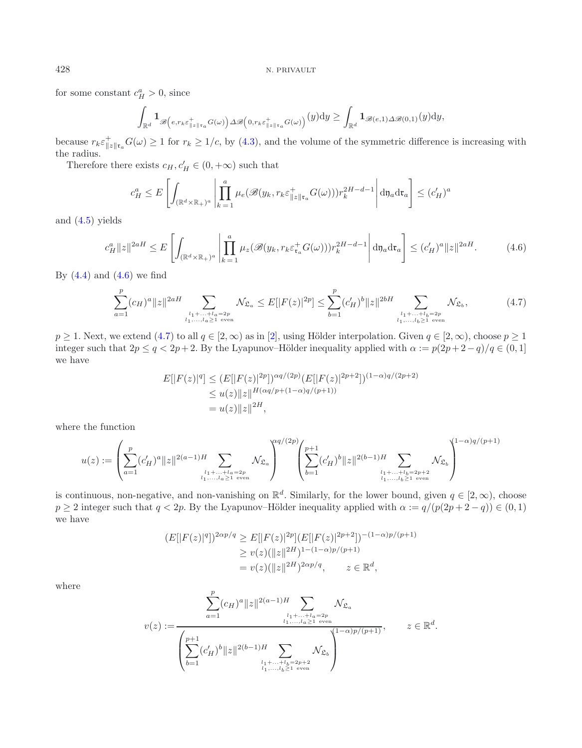for some constant $c_H^a > 0$, since

$$\int_{\mathbb{R}^d} \mathbf{1}_{\mathscr{B}\left(e, r_k \varepsilon^+_{\|z\|\mathfrak{r}_a} G(\omega)\right) \Delta \mathscr{B}\left(0, r_k \varepsilon^+_{\|z\|\mathfrak{r}_a} G(\omega)\right)}(y) \mathrm{d}y \geq \int_{\mathbb{R}^d} \mathbf{1}_{\mathscr{B}(e,1)\Delta\mathscr{B}(0,1)}(y)\mathrm{d}y,$$

because $r_k \varepsilon^+_{\|z\|\mathfrak{r}_a} G(\omega) \geq 1$ for $r_k \geq 1/c$, by (4.3), and the volume of the symmetric difference is increasing with the radius.

Therefore there exists $c_H, c'_H \in (0, +\infty)$ such that

$$c_H^a \leq E\left[\int_{(\mathbb{R}^d \times \mathbb{R}_+)^a} \left| \prod_{k=1}^a \mu_e(\mathscr{B}(y_k, r_k \varepsilon^+_{\|z\|\mathfrak{r}_a} G(\omega))) r_k^{2H-d-1} \right| \mathrm{d}\mathfrak{y}_a \mathrm{d}\mathfrak{r}_a \right] \leq (c'_H)^a$$

and (4.5) yields

$$c_H^a \|z\|^{2aH} \leq E\left[\int_{(\mathbb{R}^d \times \mathbb{R}_+)^a} \left| \prod_{k=1}^a \mu_z(\mathscr{B}(y_k, r_k \varepsilon^+_{\mathfrak{r}_a} G(\omega))) r_k^{2H-d-1} \right| \mathrm{d}\mathfrak{y}_a \mathrm{d}\mathfrak{r}_a \right] \leq (c'_H)^a \|z\|^{2aH}. \tag{4.6}$$

By (4.4) and (4.6) we find

$$\sum_{a=1}^p (c_H)^a \|z\|^{2aH} \sum_{\substack{l_1+\ldots+l_a=2p \\ l_1,\ldots,l_a \geq 1 \text{ even}}} \mathcal{N}_{\mathfrak{L}_a} \leq E[|F(z)|^{2p}] \leq \sum_{b=1}^p (c'_H)^b \|z\|^{2bH} \sum_{\substack{l_1+\ldots+l_b=2p \\ l_1,\ldots,l_b \geq 1 \text{ even}}} \mathcal{N}_{\mathfrak{L}_b}, \tag{4.7}$$

$p \geq 1$. Next, we extend (4.7) to all $q \in [2, \infty)$ as in [2], using Hölder interpolation. Given $q \in [2, \infty)$, choose $p \geq 1$ integer such that $2p \leq q < 2p+2$. By the Lyapunov–Hölder inequality applied with $\alpha := p(2p+2-q)/q \in (0,1]$ we have

$$\begin{aligned}
E[|F(z)|^q] &\leq (E[|F(z)|^{2p}])^{\alpha q/(2p)} (E[|F(z)|^{2p+2}])^{(1-\alpha)q/(2p+2)} \\
&\leq u(z) \|z\|^{H(\alpha q/p + (1-\alpha)q/(p+1))} \\
&= u(z) \|z\|^{2H},
\end{aligned}$$

where the function

$$u(z) := \left( \sum_{a=1}^p (c'_H)^a \|z\|^{2(a-1)H} \sum_{\substack{l_1+\ldots+l_a=2p \\ l_1,\ldots,l_a \geq 1 \text{ even}}} \mathcal{N}_{\mathfrak{L}_a} \right)^{\alpha q/(2p)} \left( \sum_{b=1}^{p+1} (c'_H)^b \|z\|^{2(b-1)H} \sum_{\substack{l_1+\ldots+l_b=2p+2 \\ l_1,\ldots,l_b \geq 1 \text{ even}}} \mathcal{N}_{\mathfrak{L}_b} \right)^{(1-\alpha)q/(p+1)}$$

is continuous, non-negative, and non-vanishing on $\mathbb{R}^d$. Similarly, for the lower bound, given $q \in [2, \infty)$, choose $p \geq 2$ integer such that $q < 2p$. By the Lyapunov–Hölder inequality applied with $\alpha := q/(p(2p+2-q)) \in (0,1)$ we have

$$\begin{aligned}
(E[|F(z)|^q])^{2\alpha p/q} &\geq E[|F(z)|^{2p}] (E[|F(z)|^{2p+2}])^{-(1-\alpha)p/(p+1)} \\
&\geq v(z) (\|z\|^{2H})^{1-(1-\alpha)p/(p+1)} \\
&= v(z) (\|z\|^{2H})^{2\alpha p/q}, \qquad z \in \mathbb{R}^d,
\end{aligned}$$

where

$$v(z) := \frac{\displaystyle\sum_{a=1}^p (c_H)^a \|z\|^{2(a-1)H} \sum_{\substack{l_1+\ldots+l_a=2p \\ l_1,\ldots,l_a \geq 1 \text{ even}}} \mathcal{N}_{\mathfrak{L}_a}}{\left( \displaystyle\sum_{b=1}^{p+1} (c'_H)^b \|z\|^{2(b-1)H} \sum_{\substack{l_1+\ldots+l_b=2p+2 \\ l_1,\ldots,l_b \geq 1 \text{ even}}} \mathcal{N}_{\mathfrak{L}_b} \right)^{(1-\alpha)p/(p+1)}}, \qquad z \in \mathbb{R}^d.$$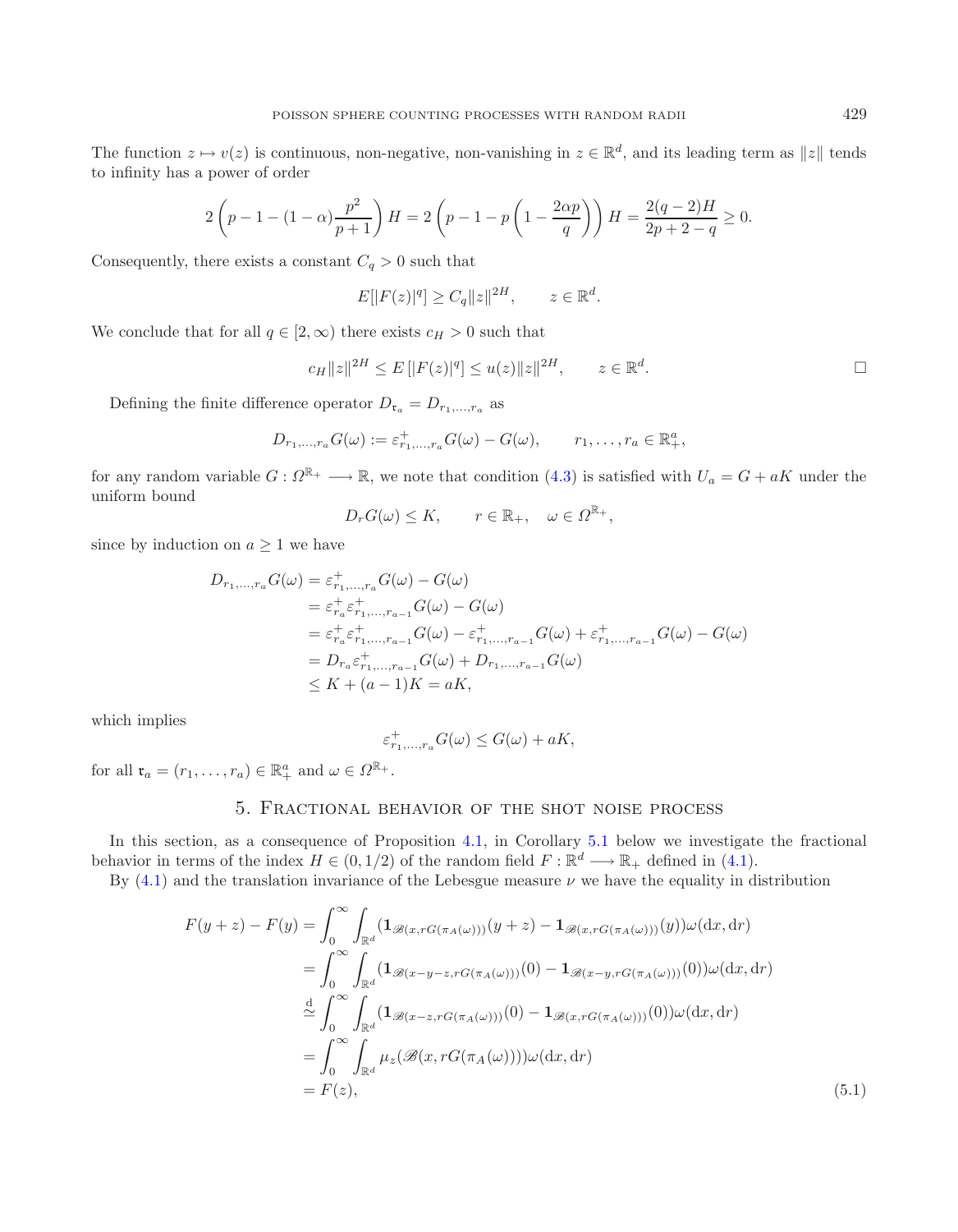The function $z \mapsto v(z)$ is continuous, non-negative, non-vanishing in $z \in \mathbb{R}^d$, and its leading term as $\|z\|$ tends to infinity has a power of order

$$2\left(p-1-(1-\alpha)\frac{p^2}{p+1}\right)H = 2\left(p-1-p\left(1-\frac{2\alpha p}{q}\right)\right)H = \frac{2(q-2)H}{2p+2-q} \geq 0.$$

Consequently, there exists a constant $C_q > 0$ such that

$$E[|F(z)|^q] \geq C_q \|z\|^{2H}, \qquad z \in \mathbb{R}^d.$$

We conclude that for all $q \in [2, \infty)$ there exists $c_H > 0$ such that

$$c_H \|z\|^{2H} \leq E\left[|F(z)|^q\right] \leq u(z)\|z\|^{2H}, \qquad z \in \mathbb{R}^d.$$

□

Defining the finite difference operator $D_{\mathfrak{r}_a} = D_{r_1,\ldots,r_a}$ as

$$D_{r_1,\ldots,r_a} G(\omega) := \varepsilon^+_{r_1,\ldots,r_a} G(\omega) - G(\omega), \qquad r_1, \ldots, r_a \in \mathbb{R}^a_+,$$

for any random variable $G : \Omega^{\mathbb{R}_+} \longrightarrow \mathbb{R}$, we note that condition (4.3) is satisfied with $U_a = G + aK$ under the uniform bound

$$D_r G(\omega) \leq K, \qquad r \in \mathbb{R}_+, \quad \omega \in \Omega^{\mathbb{R}_+},$$

since by induction on $a \geq 1$ we have

$$\begin{aligned}
D_{r_1,\ldots,r_a} G(\omega) &= \varepsilon^+_{r_1,\ldots,r_a} G(\omega) - G(\omega) \\
&= \varepsilon^+_{r_a} \varepsilon^+_{r_1,\ldots,r_{a-1}} G(\omega) - G(\omega) \\
&= \varepsilon^+_{r_a} \varepsilon^+_{r_1,\ldots,r_{a-1}} G(\omega) - \varepsilon^+_{r_1,\ldots,r_{a-1}} G(\omega) + \varepsilon^+_{r_1,\ldots,r_{a-1}} G(\omega) - G(\omega) \\
&= D_{r_a} \varepsilon^+_{r_1,\ldots,r_{a-1}} G(\omega) + D_{r_1,\ldots,r_{a-1}} G(\omega) \\
&\leq K + (a-1)K = aK,
\end{aligned}$$

which implies

$$\varepsilon^+_{r_1,\ldots,r_a} G(\omega) \leq G(\omega) + aK,$$

for all $\mathfrak{r}_a = (r_1, \ldots, r_a) \in \mathbb{R}^a_+$ and $\omega \in \Omega^{\mathbb{R}_+}$.

## 5. Fractional behavior of the shot noise process

In this section, as a consequence of Proposition 4.1, in Corollary 5.1 below we investigate the fractional behavior in terms of the index $H \in (0, 1/2)$ of the random field $F : \mathbb{R}^d \longrightarrow \mathbb{R}_+$ defined in (4.1).

By (4.1) and the translation invariance of the Lebesgue measure $\nu$ we have the equality in distribution

$$\begin{aligned}
F(y+z) - F(y) &= \int_0^\infty \int_{\mathbb{R}^d} (\mathbf{1}_{\mathscr{B}(x, rG(\pi_A(\omega)))}(y+z) - \mathbf{1}_{\mathscr{B}(x, rG(\pi_A(\omega)))}(y)) \omega(\mathrm{d}x, \mathrm{d}r) \\
&= \int_0^\infty \int_{\mathbb{R}^d} (\mathbf{1}_{\mathscr{B}(x-y-z, rG(\pi_A(\omega)))}(0) - \mathbf{1}_{\mathscr{B}(x-y, rG(\pi_A(\omega)))}(0)) \omega(\mathrm{d}x, \mathrm{d}r) \\
&\overset{\mathrm{d}}{\simeq} \int_0^\infty \int_{\mathbb{R}^d} (\mathbf{1}_{\mathscr{B}(x-z, rG(\pi_A(\omega)))}(0) - \mathbf{1}_{\mathscr{B}(x, rG(\pi_A(\omega)))}(0)) \omega(\mathrm{d}x, \mathrm{d}r) \\
&= \int_0^\infty \int_{\mathbb{R}^d} \mu_z(\mathscr{B}(x, rG(\pi_A(\omega)))) \omega(\mathrm{d}x, \mathrm{d}r) \\
&= F(z),
\end{aligned} \tag{5.1}$$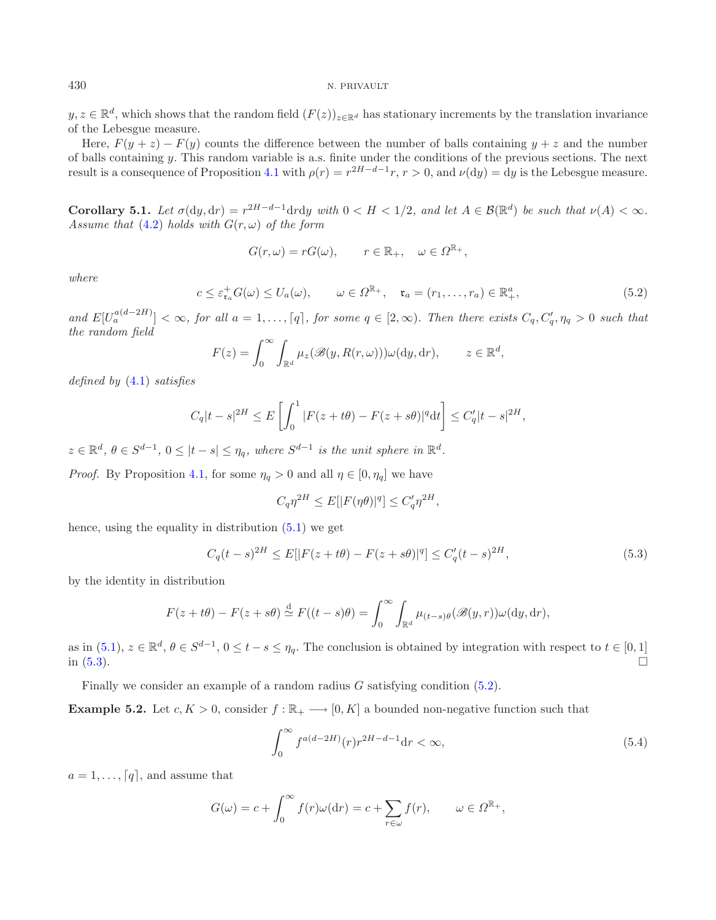$y, z \in \mathbb{R}^d$, which shows that the random field $(F(z))_{z\in\mathbb{R}^d}$ has stationary increments by the translation invariance of the Lebesgue measure.

Here, $F(y+z) - F(y)$ counts the difference between the number of balls containing $y+z$ and the number of balls containing $y$. This random variable is a.s. finite under the conditions of the previous sections. The next result is a consequence of Proposition 4.1 with $\rho(r) = r^{2H-d-1}r$, $r > 0$, and $\nu(\mathrm{d}y) = \mathrm{d}y$ is the Lebesgue measure.

**Corollary 5.1.** *Let $\sigma(\mathrm{d}y, \mathrm{d}r) = r^{2H-d-1}\mathrm{d}r\mathrm{d}y$ with $0 < H < 1/2$, and let $A \in \mathcal{B}(\mathbb{R}^d)$ be such that $\nu(A) < \infty$. Assume that (4.2) holds with $G(r,\omega)$ of the form*

$$G(r,\omega) = rG(\omega), \qquad r \in \mathbb{R}_+, \quad \omega \in \Omega^{\mathbb{R}_+},$$

*where*

$$c \le \varepsilon^+_{\mathfrak{r}_a} G(\omega) \le U_a(\omega), \qquad \omega \in \Omega^{\mathbb{R}_+}, \quad \mathfrak{r}_a = (r_1, \ldots, r_a) \in \mathbb{R}^a_+, \tag{5.2}$$

*and $E[U_a^{a(d-2H)}] < \infty$, for all $a = 1, \ldots, \lceil q \rceil$, for some $q \in [2, \infty)$. Then there exists $C_q, C'_q, \eta_q > 0$ such that the random field*

$$F(z) = \int_0^\infty \int_{\mathbb{R}^d} \mu_z(\mathscr{B}(y, R(r,\omega)))\omega(\mathrm{d}y, \mathrm{d}r), \qquad z \in \mathbb{R}^d,$$

*defined by (4.1) satisfies*

$$C_q|t-s|^{2H} \le E\left[\int_0^1 |F(z+t\theta) - F(z+s\theta)|^q \mathrm{d}t\right] \le C'_q|t-s|^{2H},$$

*$z \in \mathbb{R}^d$, $\theta \in S^{d-1}$, $0 \le |t-s| \le \eta_q$, where $S^{d-1}$ is the unit sphere in $\mathbb{R}^d$.*

*Proof.* By Proposition 4.1, for some $\eta_q > 0$ and all $\eta \in [0, \eta_q]$ we have

$$C_q\eta^{2H} \le E[|F(\eta\theta)|^q] \le C'_q\eta^{2H},$$

hence, using the equality in distribution (5.1) we get

$$C_q(t-s)^{2H} \le E[|F(z+t\theta) - F(z+s\theta)|^q] \le C'_q(t-s)^{2H}, \tag{5.3}$$

by the identity in distribution

$$F(z+t\theta) - F(z+s\theta) \overset{\mathrm{d}}{\simeq} F((t-s)\theta) = \int_0^\infty \int_{\mathbb{R}^d} \mu_{(t-s)\theta}(\mathscr{B}(y,r))\omega(\mathrm{d}y, \mathrm{d}r),$$

as in (5.1), $z \in \mathbb{R}^d$, $\theta \in S^{d-1}$, $0 \le t-s \le \eta_q$. The conclusion is obtained by integration with respect to $t \in [0,1]$ in (5.3). $\square$

Finally we consider an example of a random radius $G$ satisfying condition (5.2).

**Example 5.2.** Let $c, K > 0$, consider $f : \mathbb{R}_+ \longrightarrow [0, K]$ a bounded non-negative function such that

$$\int_0^\infty f^{a(d-2H)}(r) r^{2H-d-1}\mathrm{d}r < \infty, \tag{5.4}$$

$a = 1, \ldots, \lceil q \rceil$, and assume that

$$G(\omega) = c + \int_0^\infty f(r)\omega(\mathrm{d}r) = c + \sum_{r\in\omega} f(r), \qquad \omega \in \Omega^{\mathbb{R}_+},$$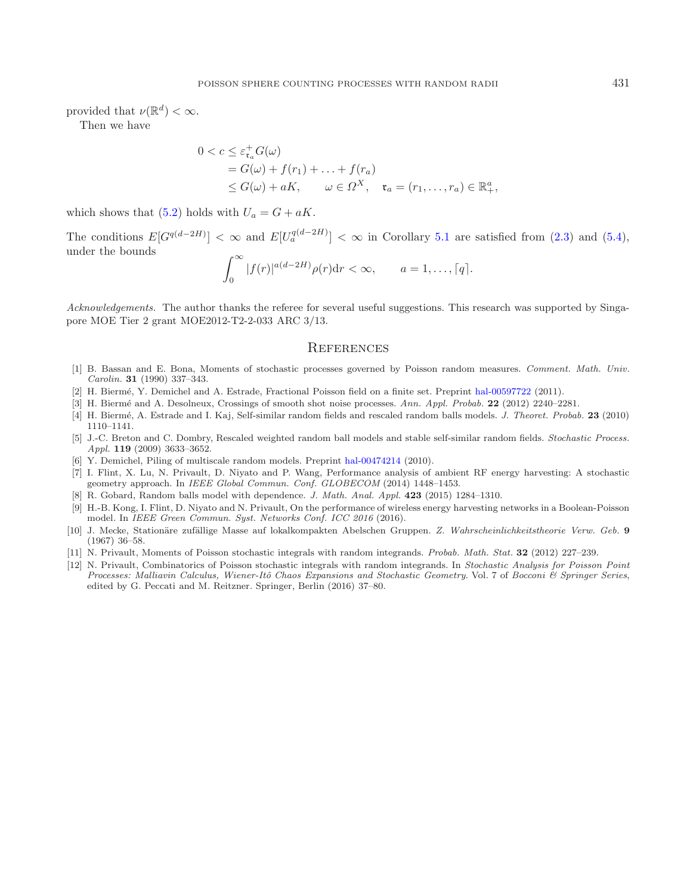provided that $\nu(\mathbb{R}^d) < \infty$.

Then we have

$$
\begin{aligned}
0 < c &\leq \varepsilon^+_{\mathfrak{r}_a} G(\omega) \\
&= G(\omega) + f(r_1) + \ldots + f(r_a) \\
&\leq G(\omega) + aK, \qquad \omega \in \Omega^X, \quad \mathfrak{r}_a = (r_1, \ldots, r_a) \in \mathbb{R}^a_+,
\end{aligned}
$$

which shows that (5.2) holds with $U_a = G + aK$.

The conditions $E[G^{q(d-2H)}] < \infty$ and $E[U_a^{q(d-2H)}] < \infty$ in Corollary 5.1 are satisfied from (2.3) and (5.4), under the bounds

$$
\int_0^\infty |f(r)|^{a(d-2H)} \rho(r) \mathrm{d}r < \infty, \qquad a = 1, \ldots, \lceil q \rceil.
$$

*Acknowledgements.* The author thanks the referee for several useful suggestions. This research was supported by Singapore MOE Tier 2 grant MOE2012-T2-2-033 ARC 3/13.

# References

[1] B. Bassan and E. Bona, Moments of stochastic processes governed by Poisson random measures. *Comment. Math. Univ. Carolin.* **31** (1990) 337–343.

[2] H. Biermé, Y. Demichel and A. Estrade, Fractional Poisson field on a finite set. Preprint hal-00597722 (2011).

[3] H. Biermé and A. Desolneux, Crossings of smooth shot noise processes. *Ann. Appl. Probab.* **22** (2012) 2240–2281.

[4] H. Biermé, A. Estrade and I. Kaj, Self-similar random fields and rescaled random balls models. *J. Theoret. Probab.* **23** (2010) 1110–1141.

[5] J.-C. Breton and C. Dombry, Rescaled weighted random ball models and stable self-similar random fields. *Stochastic Process. Appl.* **119** (2009) 3633–3652.

[6] Y. Demichel, Piling of multiscale random models. Preprint hal-00474214 (2010).

[7] I. Flint, X. Lu, N. Privault, D. Niyato and P. Wang, Performance analysis of ambient RF energy harvesting: A stochastic geometry approach. In *IEEE Global Commun. Conf. GLOBECOM* (2014) 1448–1453.

[8] R. Gobard, Random balls model with dependence. *J. Math. Anal. Appl.* **423** (2015) 1284–1310.

[9] H.-B. Kong, I. Flint, D. Niyato and N. Privault, On the performance of wireless energy harvesting networks in a Boolean-Poisson model. In *IEEE Green Commun. Syst. Networks Conf. ICC 2016* (2016).

[10] J. Mecke, Stationäre zufällige Masse auf lokalkompakten Abelschen Gruppen. *Z. Wahrscheinlichkeitstheorie Verw. Geb.* **9** (1967) 36–58.

[11] N. Privault, Moments of Poisson stochastic integrals with random integrands. *Probab. Math. Stat.* **32** (2012) 227–239.

[12] N. Privault, Combinatorics of Poisson stochastic integrals with random integrands. In *Stochastic Analysis for Poisson Point Processes: Malliavin Calculus, Wiener-Itô Chaos Expansions and Stochastic Geometry*. Vol. 7 of *Bocconi & Springer Series*, edited by G. Peccati and M. Reitzner. Springer, Berlin (2016) 37–80.